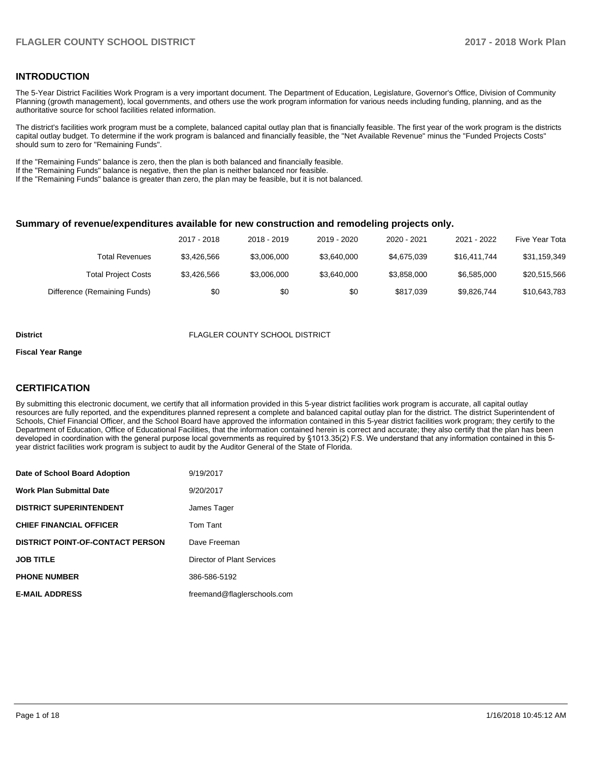## INTRODUCTION

The 5-Year District Facilities Work Program is a very important document. The Department of Education, Legislature, Governor's Office, Division of Community Planning (growth management), local governments, and others use the work program information for various needs including funding, planning, and as the authoritative source for school facilities related information.

The district's facilities work program must be a complete, balanced capital outlay plan that is financially feasible. The first year of the work program is the districts capital outlay budget. To determine if the work program is balanced and financially feasible, the "Net Available Revenue" minus the "Funded Projects Costs" should sum to zero for "Remaining Funds".

If the "Remaining Funds" balance is zero, then the plan is both balanced and financially feasible.
If the "Remaining Funds" balance is negative, then the plan is neither balanced nor feasible.
If the "Remaining Funds" balance is greater than zero, the plan may be feasible, but it is not balanced.

### Summary of revenue/expenditures available for new construction and remodeling projects only.

| | 2017 - 2018 | 2018 - 2019 | 2019 - 2020 | 2020 - 2021 | 2021 - 2022 | Five Year Tota |
|---|---|---|---|---|---|---|
| Total Revenues | $3,426,566 | $3,006,000 | $3,640,000 | $4,675,039 | $16,411,744 | $31,159,349 |
| Total Project Costs | $3,426,566 | $3,006,000 | $3,640,000 | $3,858,000 | $6,585,000 | $20,515,566 |
| Difference (Remaining Funds) | $0 | $0 | $0 | $817,039 | $9,826,744 | $10,643,783 |

**District** FLAGLER COUNTY SCHOOL DISTRICT

**Fiscal Year Range**

## CERTIFICATION

By submitting this electronic document, we certify that all information provided in this 5-year district facilities work program is accurate, all capital outlay resources are fully reported, and the expenditures planned represent a complete and balanced capital outlay plan for the district. The district Superintendent of Schools, Chief Financial Officer, and the School Board have approved the information contained in this 5-year district facilities work program; they certify to the Department of Education, Office of Educational Facilities, that the information contained herein is correct and accurate; they also certify that the plan has been developed in coordination with the general purpose local governments as required by §1013.35(2) F.S. We understand that any information contained in this 5-year district facilities work program is subject to audit by the Auditor General of the State of Florida.

| | |
|---|---|
| **Date of School Board Adoption** | 9/19/2017 |
| **Work Plan Submittal Date** | 9/20/2017 |
| **DISTRICT SUPERINTENDENT** | James Tager |
| **CHIEF FINANCIAL OFFICER** | Tom Tant |
| **DISTRICT POINT-OF-CONTACT PERSON** | Dave Freeman |
| **JOB TITLE** | Director of Plant Services |
| **PHONE NUMBER** | 386-586-5192 |
| **E-MAIL ADDRESS** | freemand@flaglerschools.com |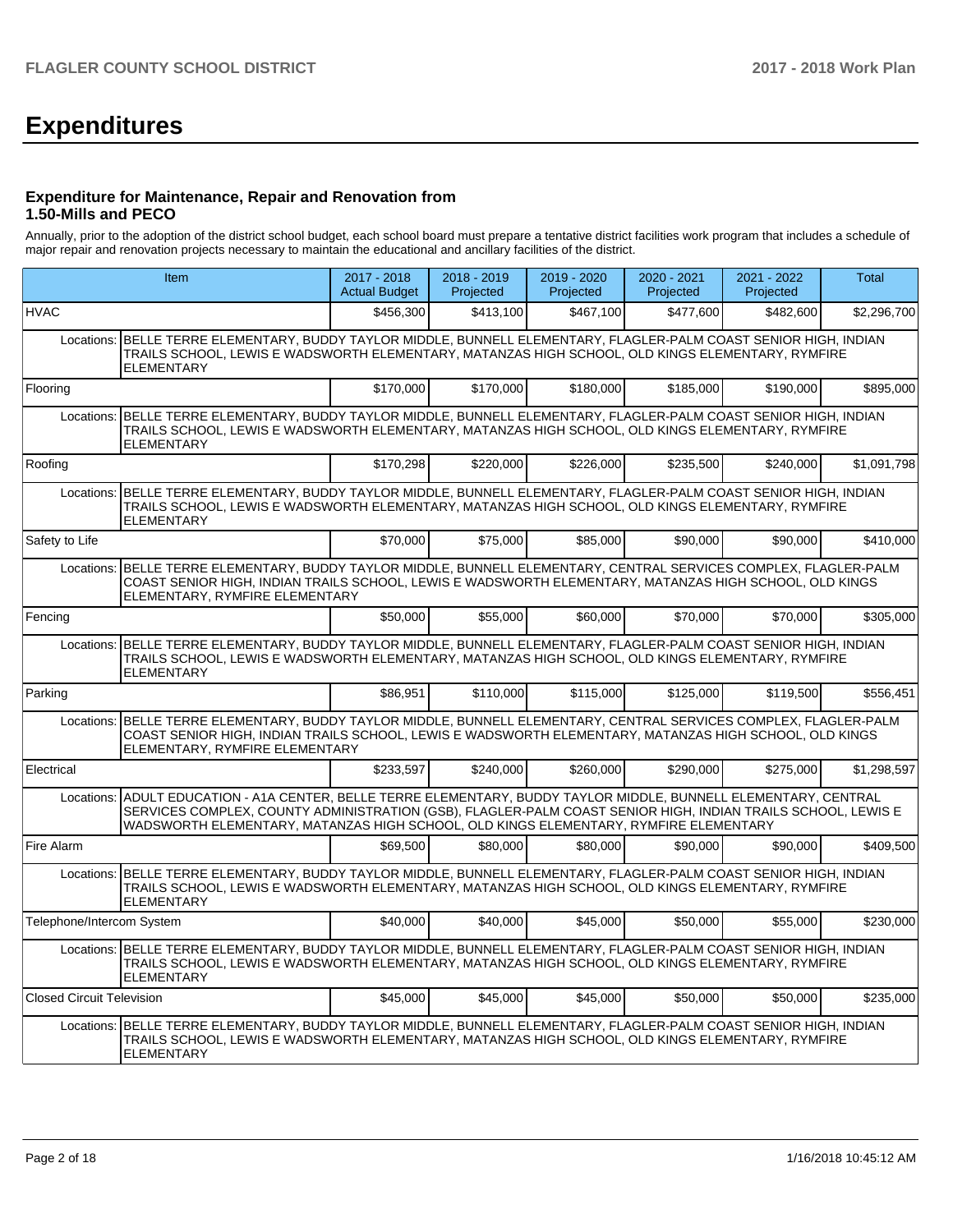# Expenditures

### Expenditure for Maintenance, Repair and Renovation from 1.50-Mills and PECO

Annually, prior to the adoption of the district school budget, each school board must prepare a tentative district facilities work program that includes a schedule of major repair and renovation projects necessary to maintain the educational and ancillary facilities of the district.

| Item | | 2017 - 2018 Actual Budget | 2018 - 2019 Projected | 2019 - 2020 Projected | 2020 - 2021 Projected | 2021 - 2022 Projected | Total |
|---|---|---|---|---|---|---|---|
| HVAC | | $456,300 | $413,100 | $467,100 | $477,600 | $482,600 | $2,296,700 |
| Locations: | BELLE TERRE ELEMENTARY, BUDDY TAYLOR MIDDLE, BUNNELL ELEMENTARY, FLAGLER-PALM COAST SENIOR HIGH, INDIAN TRAILS SCHOOL, LEWIS E WADSWORTH ELEMENTARY, MATANZAS HIGH SCHOOL, OLD KINGS ELEMENTARY, RYMFIRE ELEMENTARY | | | | | | |
| Flooring | | $170,000 | $170,000 | $180,000 | $185,000 | $190,000 | $895,000 |
| Locations: | BELLE TERRE ELEMENTARY, BUDDY TAYLOR MIDDLE, BUNNELL ELEMENTARY, FLAGLER-PALM COAST SENIOR HIGH, INDIAN TRAILS SCHOOL, LEWIS E WADSWORTH ELEMENTARY, MATANZAS HIGH SCHOOL, OLD KINGS ELEMENTARY, RYMFIRE ELEMENTARY | | | | | | |
| Roofing | | $170,298 | $220,000 | $226,000 | $235,500 | $240,000 | $1,091,798 |
| Locations: | BELLE TERRE ELEMENTARY, BUDDY TAYLOR MIDDLE, BUNNELL ELEMENTARY, FLAGLER-PALM COAST SENIOR HIGH, INDIAN TRAILS SCHOOL, LEWIS E WADSWORTH ELEMENTARY, MATANZAS HIGH SCHOOL, OLD KINGS ELEMENTARY, RYMFIRE ELEMENTARY | | | | | | |
| Safety to Life | | $70,000 | $75,000 | $85,000 | $90,000 | $90,000 | $410,000 |
| Locations: | BELLE TERRE ELEMENTARY, BUDDY TAYLOR MIDDLE, BUNNELL ELEMENTARY, CENTRAL SERVICES COMPLEX, FLAGLER-PALM COAST SENIOR HIGH, INDIAN TRAILS SCHOOL, LEWIS E WADSWORTH ELEMENTARY, MATANZAS HIGH SCHOOL, OLD KINGS ELEMENTARY, RYMFIRE ELEMENTARY | | | | | | |
| Fencing | | $50,000 | $55,000 | $60,000 | $70,000 | $70,000 | $305,000 |
| Locations: | BELLE TERRE ELEMENTARY, BUDDY TAYLOR MIDDLE, BUNNELL ELEMENTARY, FLAGLER-PALM COAST SENIOR HIGH, INDIAN TRAILS SCHOOL, LEWIS E WADSWORTH ELEMENTARY, MATANZAS HIGH SCHOOL, OLD KINGS ELEMENTARY, RYMFIRE ELEMENTARY | | | | | | |
| Parking | | $86,951 | $110,000 | $115,000 | $125,000 | $119,500 | $556,451 |
| Locations: | BELLE TERRE ELEMENTARY, BUDDY TAYLOR MIDDLE, BUNNELL ELEMENTARY, CENTRAL SERVICES COMPLEX, FLAGLER-PALM COAST SENIOR HIGH, INDIAN TRAILS SCHOOL, LEWIS E WADSWORTH ELEMENTARY, MATANZAS HIGH SCHOOL, OLD KINGS ELEMENTARY, RYMFIRE ELEMENTARY | | | | | | |
| Electrical | | $233,597 | $240,000 | $260,000 | $290,000 | $275,000 | $1,298,597 |
| Locations: | ADULT EDUCATION - A1A CENTER, BELLE TERRE ELEMENTARY, BUDDY TAYLOR MIDDLE, BUNNELL ELEMENTARY, CENTRAL SERVICES COMPLEX, COUNTY ADMINISTRATION (GSB), FLAGLER-PALM COAST SENIOR HIGH, INDIAN TRAILS SCHOOL, LEWIS E WADSWORTH ELEMENTARY, MATANZAS HIGH SCHOOL, OLD KINGS ELEMENTARY, RYMFIRE ELEMENTARY | | | | | | |
| Fire Alarm | | $69,500 | $80,000 | $80,000 | $90,000 | $90,000 | $409,500 |
| Locations: | BELLE TERRE ELEMENTARY, BUDDY TAYLOR MIDDLE, BUNNELL ELEMENTARY, FLAGLER-PALM COAST SENIOR HIGH, INDIAN TRAILS SCHOOL, LEWIS E WADSWORTH ELEMENTARY, MATANZAS HIGH SCHOOL, OLD KINGS ELEMENTARY, RYMFIRE ELEMENTARY | | | | | | |
| Telephone/Intercom System | | $40,000 | $40,000 | $45,000 | $50,000 | $55,000 | $230,000 |
| Locations: | BELLE TERRE ELEMENTARY, BUDDY TAYLOR MIDDLE, BUNNELL ELEMENTARY, FLAGLER-PALM COAST SENIOR HIGH, INDIAN TRAILS SCHOOL, LEWIS E WADSWORTH ELEMENTARY, MATANZAS HIGH SCHOOL, OLD KINGS ELEMENTARY, RYMFIRE ELEMENTARY | | | | | | |
| Closed Circuit Television | | $45,000 | $45,000 | $45,000 | $50,000 | $50,000 | $235,000 |
| Locations: | BELLE TERRE ELEMENTARY, BUDDY TAYLOR MIDDLE, BUNNELL ELEMENTARY, FLAGLER-PALM COAST SENIOR HIGH, INDIAN TRAILS SCHOOL, LEWIS E WADSWORTH ELEMENTARY, MATANZAS HIGH SCHOOL, OLD KINGS ELEMENTARY, RYMFIRE ELEMENTARY | | | | | | |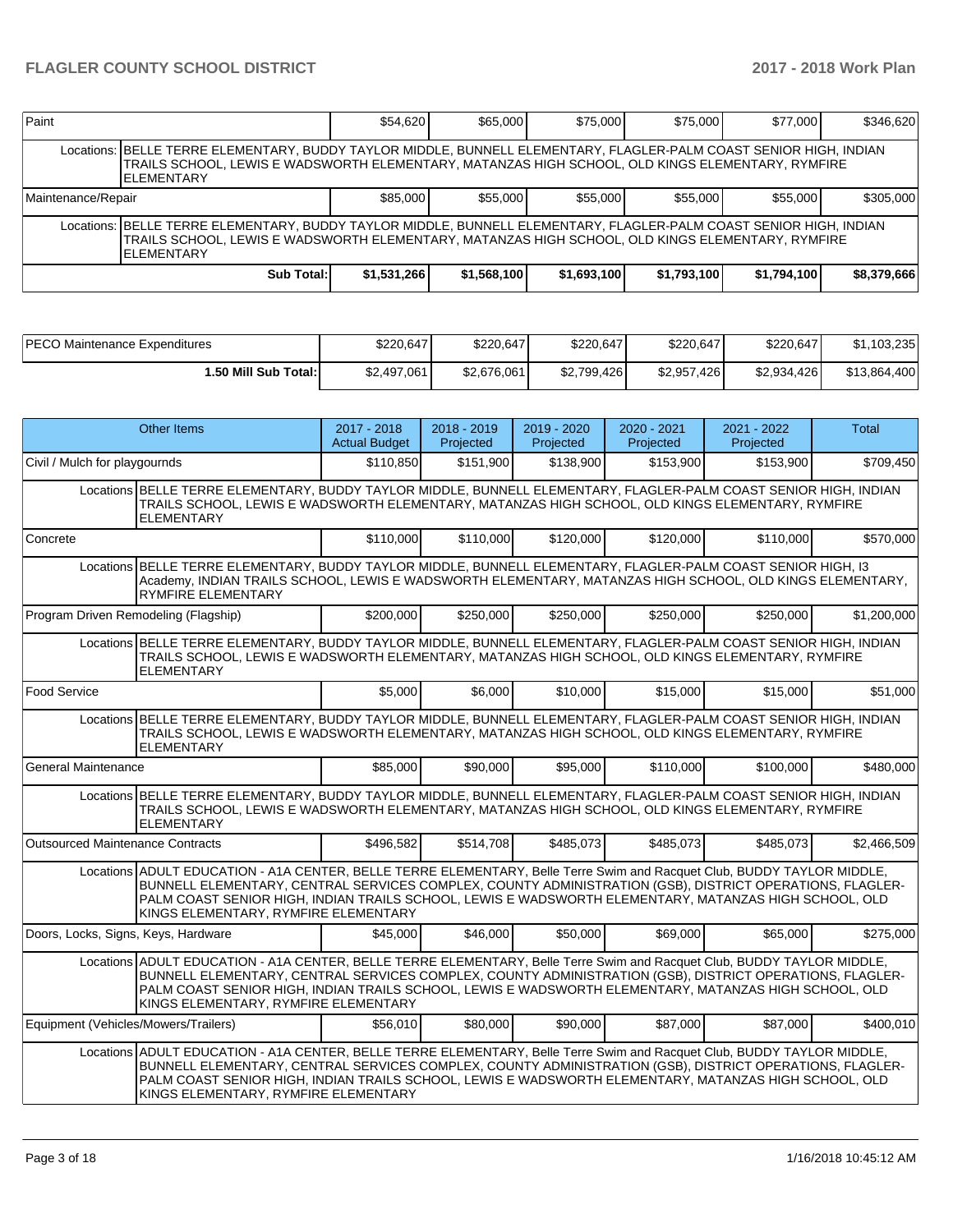| | | | | | | |
|---|---|---|---|---|---|---|
| Paint | $54,620 | $65,000 | $75,000 | $75,000 | $77,000 | $346,620 |
| Locations: BELLE TERRE ELEMENTARY, BUDDY TAYLOR MIDDLE, BUNNELL ELEMENTARY, FLAGLER-PALM COAST SENIOR HIGH, INDIAN TRAILS SCHOOL, LEWIS E WADSWORTH ELEMENTARY, MATANZAS HIGH SCHOOL, OLD KINGS ELEMENTARY, RYMFIRE ELEMENTARY | | | | | | |
| Maintenance/Repair | $85,000 | $55,000 | $55,000 | $55,000 | $55,000 | $305,000 |
| Locations: BELLE TERRE ELEMENTARY, BUDDY TAYLOR MIDDLE, BUNNELL ELEMENTARY, FLAGLER-PALM COAST SENIOR HIGH, INDIAN TRAILS SCHOOL, LEWIS E WADSWORTH ELEMENTARY, MATANZAS HIGH SCHOOL, OLD KINGS ELEMENTARY, RYMFIRE ELEMENTARY | | | | | | |
| **Sub Total:** | **$1,531,266** | **$1,568,100** | **$1,693,100** | **$1,793,100** | **$1,794,100** | **$8,379,666** |

| | | | | | | |
|---|---|---|---|---|---|---|
| PECO Maintenance Expenditures | $220,647 | $220,647 | $220,647 | $220,647 | $220,647 | $1,103,235 |
| **1.50 Mill Sub Total:** | $2,497,061 | $2,676,061 | $2,799,426 | $2,957,426 | $2,934,426 | $13,864,400 |

| Other Items | 2017 - 2018 Actual Budget | 2018 - 2019 Projected | 2019 - 2020 Projected | 2020 - 2021 Projected | 2021 - 2022 Projected | Total |
|---|---|---|---|---|---|---|
| Civil / Mulch for playgournds | $110,850 | $151,900 | $138,900 | $153,900 | $153,900 | $709,450 |
| Locations BELLE TERRE ELEMENTARY, BUDDY TAYLOR MIDDLE, BUNNELL ELEMENTARY, FLAGLER-PALM COAST SENIOR HIGH, INDIAN TRAILS SCHOOL, LEWIS E WADSWORTH ELEMENTARY, MATANZAS HIGH SCHOOL, OLD KINGS ELEMENTARY, RYMFIRE ELEMENTARY | | | | | | |
| Concrete | $110,000 | $110,000 | $120,000 | $120,000 | $110,000 | $570,000 |
| Locations BELLE TERRE ELEMENTARY, BUDDY TAYLOR MIDDLE, BUNNELL ELEMENTARY, FLAGLER-PALM COAST SENIOR HIGH, I3 Academy, INDIAN TRAILS SCHOOL, LEWIS E WADSWORTH ELEMENTARY, MATANZAS HIGH SCHOOL, OLD KINGS ELEMENTARY, RYMFIRE ELEMENTARY | | | | | | |
| Program Driven Remodeling (Flagship) | $200,000 | $250,000 | $250,000 | $250,000 | $250,000 | $1,200,000 |
| Locations BELLE TERRE ELEMENTARY, BUDDY TAYLOR MIDDLE, BUNNELL ELEMENTARY, FLAGLER-PALM COAST SENIOR HIGH, INDIAN TRAILS SCHOOL, LEWIS E WADSWORTH ELEMENTARY, MATANZAS HIGH SCHOOL, OLD KINGS ELEMENTARY, RYMFIRE ELEMENTARY | | | | | | |
| Food Service | $5,000 | $6,000 | $10,000 | $15,000 | $15,000 | $51,000 |
| Locations BELLE TERRE ELEMENTARY, BUDDY TAYLOR MIDDLE, BUNNELL ELEMENTARY, FLAGLER-PALM COAST SENIOR HIGH, INDIAN TRAILS SCHOOL, LEWIS E WADSWORTH ELEMENTARY, MATANZAS HIGH SCHOOL, OLD KINGS ELEMENTARY, RYMFIRE ELEMENTARY | | | | | | |
| General Maintenance | $85,000 | $90,000 | $95,000 | $110,000 | $100,000 | $480,000 |
| Locations BELLE TERRE ELEMENTARY, BUDDY TAYLOR MIDDLE, BUNNELL ELEMENTARY, FLAGLER-PALM COAST SENIOR HIGH, INDIAN TRAILS SCHOOL, LEWIS E WADSWORTH ELEMENTARY, MATANZAS HIGH SCHOOL, OLD KINGS ELEMENTARY, RYMFIRE ELEMENTARY | | | | | | |
| Outsourced Maintenance Contracts | $496,582 | $514,708 | $485,073 | $485,073 | $485,073 | $2,466,509 |
| Locations ADULT EDUCATION - A1A CENTER, BELLE TERRE ELEMENTARY, Belle Terre Swim and Racquet Club, BUDDY TAYLOR MIDDLE, BUNNELL ELEMENTARY, CENTRAL SERVICES COMPLEX, COUNTY ADMINISTRATION (GSB), DISTRICT OPERATIONS, FLAGLER-PALM COAST SENIOR HIGH, INDIAN TRAILS SCHOOL, LEWIS E WADSWORTH ELEMENTARY, MATANZAS HIGH SCHOOL, OLD KINGS ELEMENTARY, RYMFIRE ELEMENTARY | | | | | | |
| Doors, Locks, Signs, Keys, Hardware | $45,000 | $46,000 | $50,000 | $69,000 | $65,000 | $275,000 |
| Locations ADULT EDUCATION - A1A CENTER, BELLE TERRE ELEMENTARY, Belle Terre Swim and Racquet Club, BUDDY TAYLOR MIDDLE, BUNNELL ELEMENTARY, CENTRAL SERVICES COMPLEX, COUNTY ADMINISTRATION (GSB), DISTRICT OPERATIONS, FLAGLER-PALM COAST SENIOR HIGH, INDIAN TRAILS SCHOOL, LEWIS E WADSWORTH ELEMENTARY, MATANZAS HIGH SCHOOL, OLD KINGS ELEMENTARY, RYMFIRE ELEMENTARY | | | | | | |
| Equipment (Vehicles/Mowers/Trailers) | $56,010 | $80,000 | $90,000 | $87,000 | $87,000 | $400,010 |
| Locations ADULT EDUCATION - A1A CENTER, BELLE TERRE ELEMENTARY, Belle Terre Swim and Racquet Club, BUDDY TAYLOR MIDDLE, BUNNELL ELEMENTARY, CENTRAL SERVICES COMPLEX, COUNTY ADMINISTRATION (GSB), DISTRICT OPERATIONS, FLAGLER-PALM COAST SENIOR HIGH, INDIAN TRAILS SCHOOL, LEWIS E WADSWORTH ELEMENTARY, MATANZAS HIGH SCHOOL, OLD KINGS ELEMENTARY, RYMFIRE ELEMENTARY | | | | | | |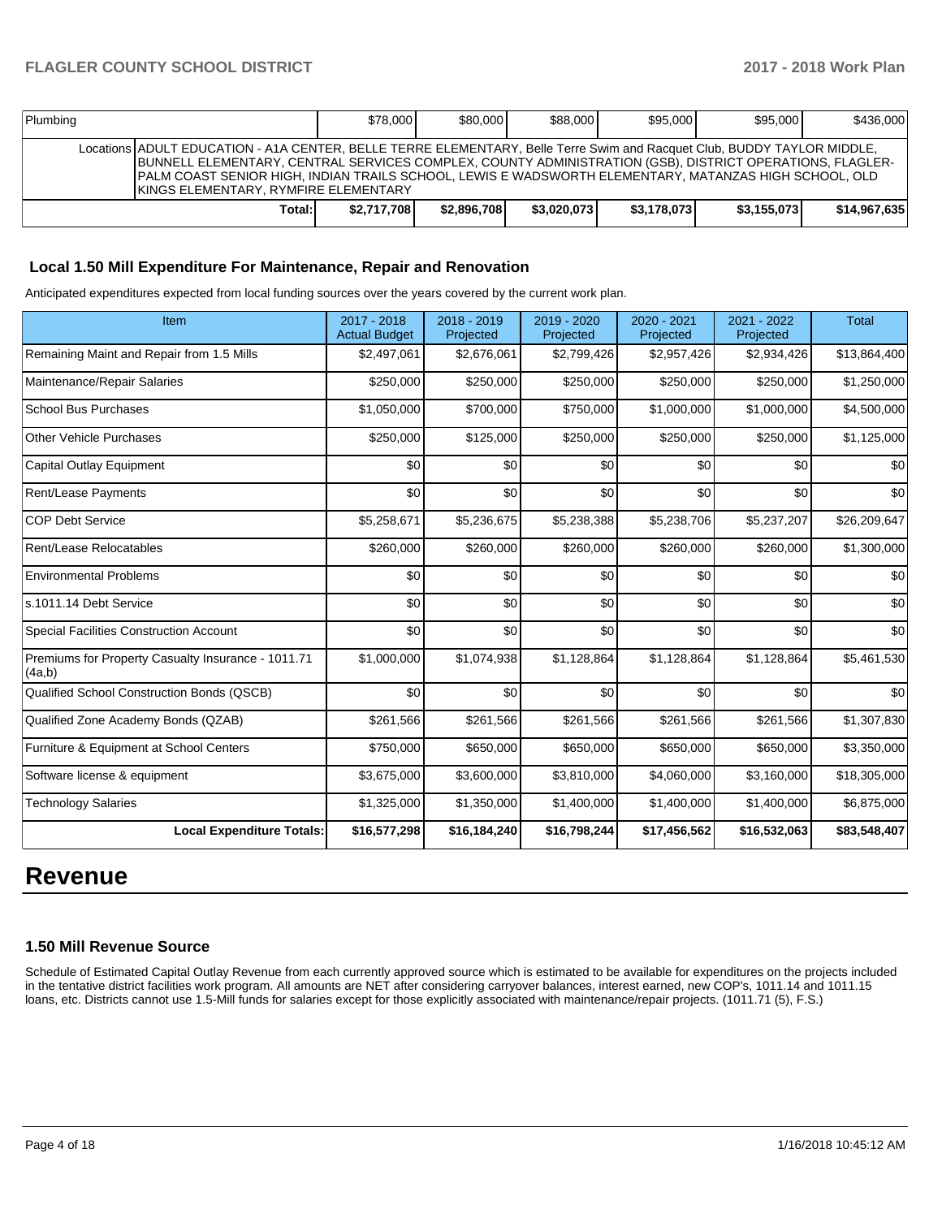| Plumbing | | $78,000 | $80,000 | $88,000 | $95,000 | $95,000 | $436,000 |
|---|---|---|---|---|---|---|---|
| | Locations | ADULT EDUCATION - A1A CENTER, BELLE TERRE ELEMENTARY, Belle Terre Swim and Racquet Club, BUDDY TAYLOR MIDDLE, BUNNELL ELEMENTARY, CENTRAL SERVICES COMPLEX, COUNTY ADMINISTRATION (GSB), DISTRICT OPERATIONS, FLAGLER-PALM COAST SENIOR HIGH, INDIAN TRAILS SCHOOL, LEWIS E WADSWORTH ELEMENTARY, MATANZAS HIGH SCHOOL, OLD KINGS ELEMENTARY, RYMFIRE ELEMENTARY | | | | | |
| | **Total:** | **$2,717,708** | **$2,896,708** | **$3,020,073** | **$3,178,073** | **$3,155,073** | **$14,967,635** |

### Local 1.50 Mill Expenditure For Maintenance, Repair and Renovation

Anticipated expenditures expected from local funding sources over the years covered by the current work plan.

| Item | 2017 - 2018 Actual Budget | 2018 - 2019 Projected | 2019 - 2020 Projected | 2020 - 2021 Projected | 2021 - 2022 Projected | Total |
|---|---|---|---|---|---|---|
| Remaining Maint and Repair from 1.5 Mills | $2,497,061 | $2,676,061 | $2,799,426 | $2,957,426 | $2,934,426 | $13,864,400 |
| Maintenance/Repair Salaries | $250,000 | $250,000 | $250,000 | $250,000 | $250,000 | $1,250,000 |
| School Bus Purchases | $1,050,000 | $700,000 | $750,000 | $1,000,000 | $1,000,000 | $4,500,000 |
| Other Vehicle Purchases | $250,000 | $125,000 | $250,000 | $250,000 | $250,000 | $1,125,000 |
| Capital Outlay Equipment | $0 | $0 | $0 | $0 | $0 | $0 |
| Rent/Lease Payments | $0 | $0 | $0 | $0 | $0 | $0 |
| COP Debt Service | $5,258,671 | $5,236,675 | $5,238,388 | $5,238,706 | $5,237,207 | $26,209,647 |
| Rent/Lease Relocatables | $260,000 | $260,000 | $260,000 | $260,000 | $260,000 | $1,300,000 |
| Environmental Problems | $0 | $0 | $0 | $0 | $0 | $0 |
| s.1011.14 Debt Service | $0 | $0 | $0 | $0 | $0 | $0 |
| Special Facilities Construction Account | $0 | $0 | $0 | $0 | $0 | $0 |
| Premiums for Property Casualty Insurance - 1011.71 (4a,b) | $1,000,000 | $1,074,938 | $1,128,864 | $1,128,864 | $1,128,864 | $5,461,530 |
| Qualified School Construction Bonds (QSCB) | $0 | $0 | $0 | $0 | $0 | $0 |
| Qualified Zone Academy Bonds (QZAB) | $261,566 | $261,566 | $261,566 | $261,566 | $261,566 | $1,307,830 |
| Furniture & Equipment at School Centers | $750,000 | $650,000 | $650,000 | $650,000 | $650,000 | $3,350,000 |
| Software license & equipment | $3,675,000 | $3,600,000 | $3,810,000 | $4,060,000 | $3,160,000 | $18,305,000 |
| Technology Salaries | $1,325,000 | $1,350,000 | $1,400,000 | $1,400,000 | $1,400,000 | $6,875,000 |
| **Local Expenditure Totals:** | **$16,577,298** | **$16,184,240** | **$16,798,244** | **$17,456,562** | **$16,532,063** | **$83,548,407** |

# Revenue

### 1.50 Mill Revenue Source

Schedule of Estimated Capital Outlay Revenue from each currently approved source which is estimated to be available for expenditures on the projects included in the tentative district facilities work program. All amounts are NET after considering carryover balances, interest earned, new COP's, 1011.14 and 1011.15 loans, etc. Districts cannot use 1.5-Mill funds for salaries except for those explicitly associated with maintenance/repair projects. (1011.71 (5), F.S.)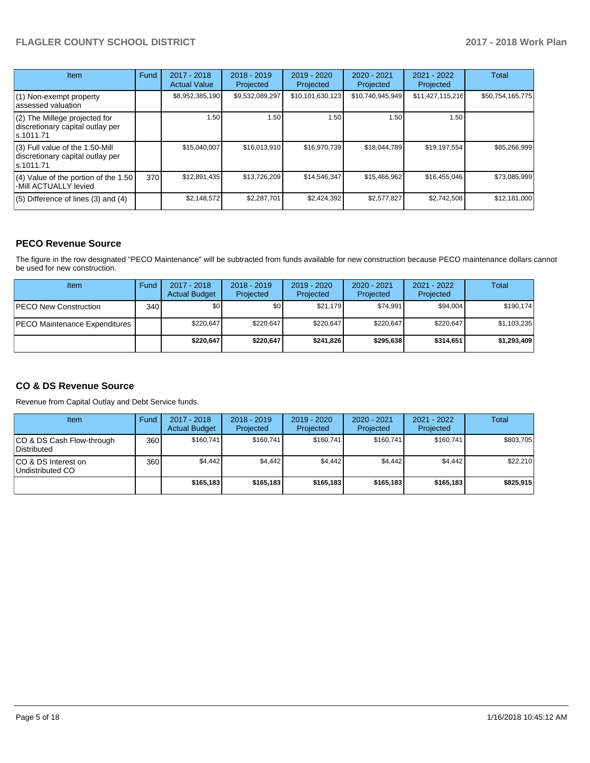| Item | Fund | 2017 - 2018 Actual Value | 2018 - 2019 Projected | 2019 - 2020 Projected | 2020 - 2021 Projected | 2021 - 2022 Projected | Total |
|---|---|---|---|---|---|---|---|
| (1) Non-exempt property assessed valuation | | $8,952,385,190 | $9,532,089,297 | $10,101,630,123 | $10,740,945,949 | $11,427,115,216 | $50,754,165,775 |
| (2) The Millege projected for discretionary capital outlay per s.1011.71 | | 1.50 | 1.50 | 1.50 | 1.50 | 1.50 | |
| (3) Full value of the 1.50-Mill discretionary capital outlay per s.1011.71 | | $15,040,007 | $16,013,910 | $16,970,739 | $18,044,789 | $19,197,554 | $85,266,999 |
| (4) Value of the portion of the 1.50 -Mill ACTUALLY levied | 370 | $12,891,435 | $13,726,209 | $14,546,347 | $15,466,962 | $16,455,046 | $73,085,999 |
| (5) Difference of lines (3) and (4) | | $2,148,572 | $2,287,701 | $2,424,392 | $2,577,827 | $2,742,508 | $12,181,000 |

## PECO Revenue Source

The figure in the row designated "PECO Maintenance" will be subtracted from funds available for new construction because PECO maintenance dollars cannot be used for new construction.

| Item | Fund | 2017 - 2018 Actual Budget | 2018 - 2019 Projected | 2019 - 2020 Projected | 2020 - 2021 Projected | 2021 - 2022 Projected | Total |
|---|---|---|---|---|---|---|---|
| PECO New Construction | 340 | $0 | $0 | $21,179 | $74,991 | $94,004 | $190,174 |
| PECO Maintenance Expenditures | | $220,647 | $220,647 | $220,647 | $220,647 | $220,647 | $1,103,235 |
| | | **$220,647** | **$220,647** | **$241,826** | **$295,638** | **$314,651** | **$1,293,409** |

## CO & DS Revenue Source

Revenue from Capital Outlay and Debt Service funds.

| Item | Fund | 2017 - 2018 Actual Budget | 2018 - 2019 Projected | 2019 - 2020 Projected | 2020 - 2021 Projected | 2021 - 2022 Projected | Total |
|---|---|---|---|---|---|---|---|
| CO & DS Cash Flow-through Distributed | 360 | $160,741 | $160,741 | $160,741 | $160,741 | $160,741 | $803,705 |
| CO & DS Interest on Undistributed CO | 360 | $4,442 | $4,442 | $4,442 | $4,442 | $4,442 | $22,210 |
| | | **$165,183** | **$165,183** | **$165,183** | **$165,183** | **$165,183** | **$825,915** |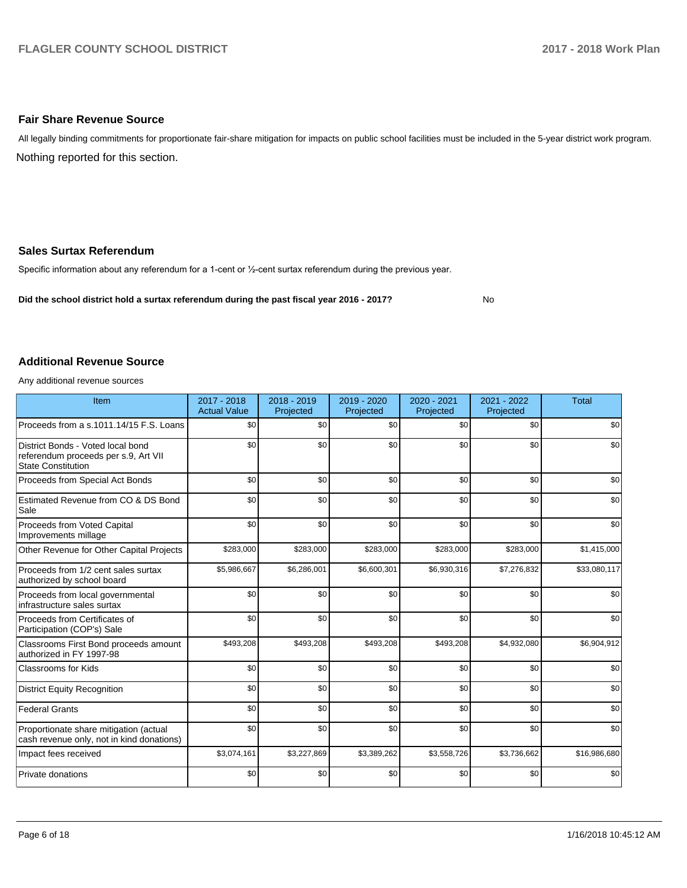### Fair Share Revenue Source

All legally binding commitments for proportionate fair-share mitigation for impacts on public school facilities must be included in the 5-year district work program.

Nothing reported for this section.

### Sales Surtax Referendum

Specific information about any referendum for a 1-cent or ½-cent surtax referendum during the previous year.

**Did the school district hold a surtax referendum during the past fiscal year 2016 - 2017?** No

### Additional Revenue Source

Any additional revenue sources

| Item | 2017 - 2018 Actual Value | 2018 - 2019 Projected | 2019 - 2020 Projected | 2020 - 2021 Projected | 2021 - 2022 Projected | Total |
|---|---|---|---|---|---|---|
| Proceeds from a s.1011.14/15 F.S. Loans | $0 | $0 | $0 | $0 | $0 | $0 |
| District Bonds - Voted local bond referendum proceeds per s.9, Art VII State Constitution | $0 | $0 | $0 | $0 | $0 | $0 |
| Proceeds from Special Act Bonds | $0 | $0 | $0 | $0 | $0 | $0 |
| Estimated Revenue from CO & DS Bond Sale | $0 | $0 | $0 | $0 | $0 | $0 |
| Proceeds from Voted Capital Improvements millage | $0 | $0 | $0 | $0 | $0 | $0 |
| Other Revenue for Other Capital Projects | $283,000 | $283,000 | $283,000 | $283,000 | $283,000 | $1,415,000 |
| Proceeds from 1/2 cent sales surtax authorized by school board | $5,986,667 | $6,286,001 | $6,600,301 | $6,930,316 | $7,276,832 | $33,080,117 |
| Proceeds from local governmental infrastructure sales surtax | $0 | $0 | $0 | $0 | $0 | $0 |
| Proceeds from Certificates of Participation (COP's) Sale | $0 | $0 | $0 | $0 | $0 | $0 |
| Classrooms First Bond proceeds amount authorized in FY 1997-98 | $493,208 | $493,208 | $493,208 | $493,208 | $4,932,080 | $6,904,912 |
| Classrooms for Kids | $0 | $0 | $0 | $0 | $0 | $0 |
| District Equity Recognition | $0 | $0 | $0 | $0 | $0 | $0 |
| Federal Grants | $0 | $0 | $0 | $0 | $0 | $0 |
| Proportionate share mitigation (actual cash revenue only, not in kind donations) | $0 | $0 | $0 | $0 | $0 | $0 |
| Impact fees received | $3,074,161 | $3,227,869 | $3,389,262 | $3,558,726 | $3,736,662 | $16,986,680 |
| Private donations | $0 | $0 | $0 | $0 | $0 | $0 |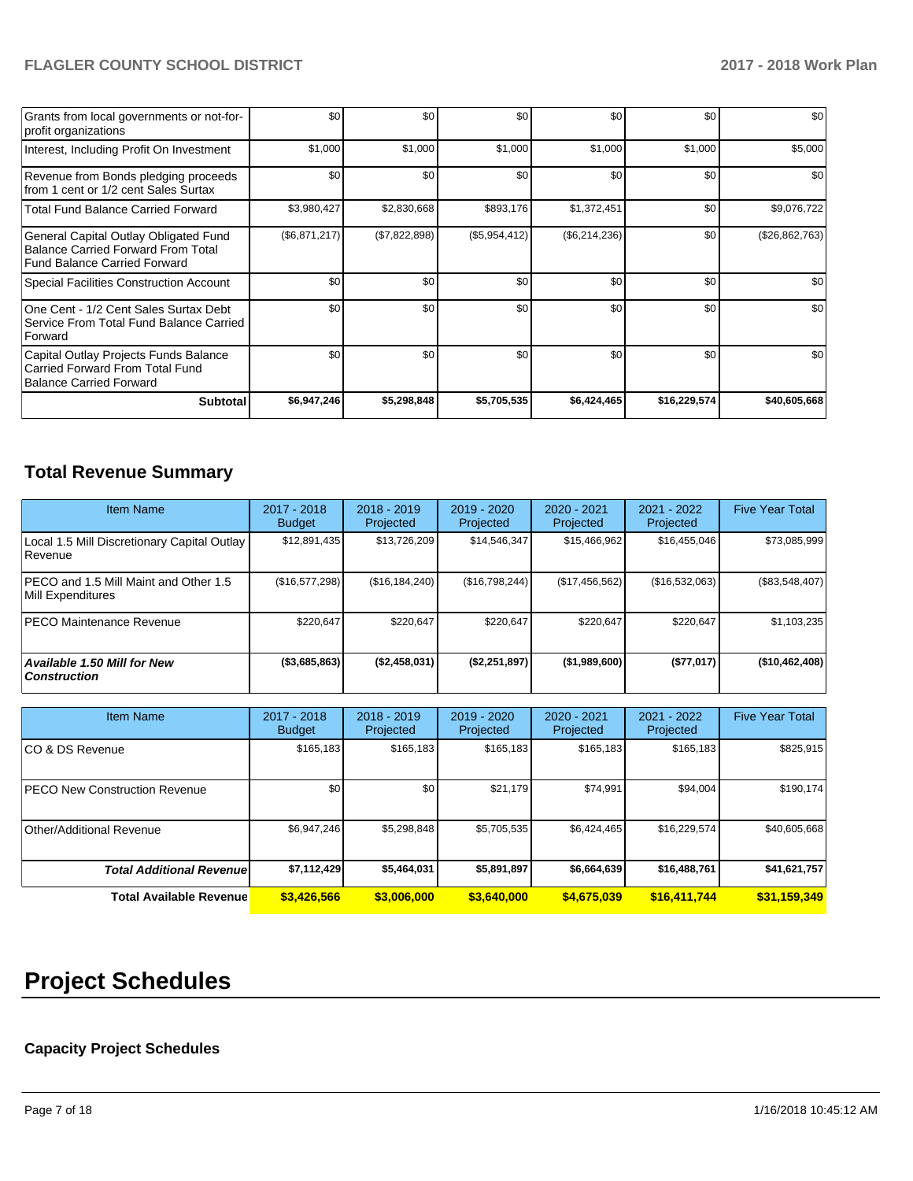| | | | | | | |
|---|---|---|---|---|---|---|
| Grants from local governments or not-for-profit organizations | $0 | $0 | $0 | $0 | $0 | $0 |
| Interest, Including Profit On Investment | $1,000 | $1,000 | $1,000 | $1,000 | $1,000 | $5,000 |
| Revenue from Bonds pledging proceeds from 1 cent or 1/2 cent Sales Surtax | $0 | $0 | $0 | $0 | $0 | $0 |
| Total Fund Balance Carried Forward | $3,980,427 | $2,830,668 | $893,176 | $1,372,451 | $0 | $9,076,722 |
| General Capital Outlay Obligated Fund Balance Carried Forward From Total Fund Balance Carried Forward | ($6,871,217) | ($7,822,898) | ($5,954,412) | ($6,214,236) | $0 | ($26,862,763) |
| Special Facilities Construction Account | $0 | $0 | $0 | $0 | $0 | $0 |
| One Cent - 1/2 Cent Sales Surtax Debt Service From Total Fund Balance Carried Forward | $0 | $0 | $0 | $0 | $0 | $0 |
| Capital Outlay Projects Funds Balance Carried Forward From Total Fund Balance Carried Forward | $0 | $0 | $0 | $0 | $0 | $0 |
| **Subtotal** | **$6,947,246** | **$5,298,848** | **$5,705,535** | **$6,424,465** | **$16,229,574** | **$40,605,668** |

## Total Revenue Summary

| Item Name | 2017 - 2018 Budget | 2018 - 2019 Projected | 2019 - 2020 Projected | 2020 - 2021 Projected | 2021 - 2022 Projected | Five Year Total |
|---|---|---|---|---|---|---|
| Local 1.5 Mill Discretionary Capital Outlay Revenue | $12,891,435 | $13,726,209 | $14,546,347 | $15,466,962 | $16,455,046 | $73,085,999 |
| PECO and 1.5 Mill Maint and Other 1.5 Mill Expenditures | ($16,577,298) | ($16,184,240) | ($16,798,244) | ($17,456,562) | ($16,532,063) | ($83,548,407) |
| PECO Maintenance Revenue | $220,647 | $220,647 | $220,647 | $220,647 | $220,647 | $1,103,235 |
| ***Available 1.50 Mill for New Construction*** | **($3,685,863)** | **($2,458,031)** | **($2,251,897)** | **($1,989,600)** | **($77,017)** | **($10,462,408)** |

| Item Name | 2017 - 2018 Budget | 2018 - 2019 Projected | 2019 - 2020 Projected | 2020 - 2021 Projected | 2021 - 2022 Projected | Five Year Total |
|---|---|---|---|---|---|---|
| CO & DS Revenue | $165,183 | $165,183 | $165,183 | $165,183 | $165,183 | $825,915 |
| PECO New Construction Revenue | $0 | $0 | $21,179 | $74,991 | $94,004 | $190,174 |
| Other/Additional Revenue | $6,947,246 | $5,298,848 | $5,705,535 | $6,424,465 | $16,229,574 | $40,605,668 |
| ***Total Additional Revenue*** | **$7,112,429** | **$5,464,031** | **$5,891,897** | **$6,664,639** | **$16,488,761** | **$41,621,757** |
| **Total Available Revenue** | **$3,426,566** | **$3,006,000** | **$3,640,000** | **$4,675,039** | **$16,411,744** | **$31,159,349** |

# Project Schedules

### Capacity Project Schedules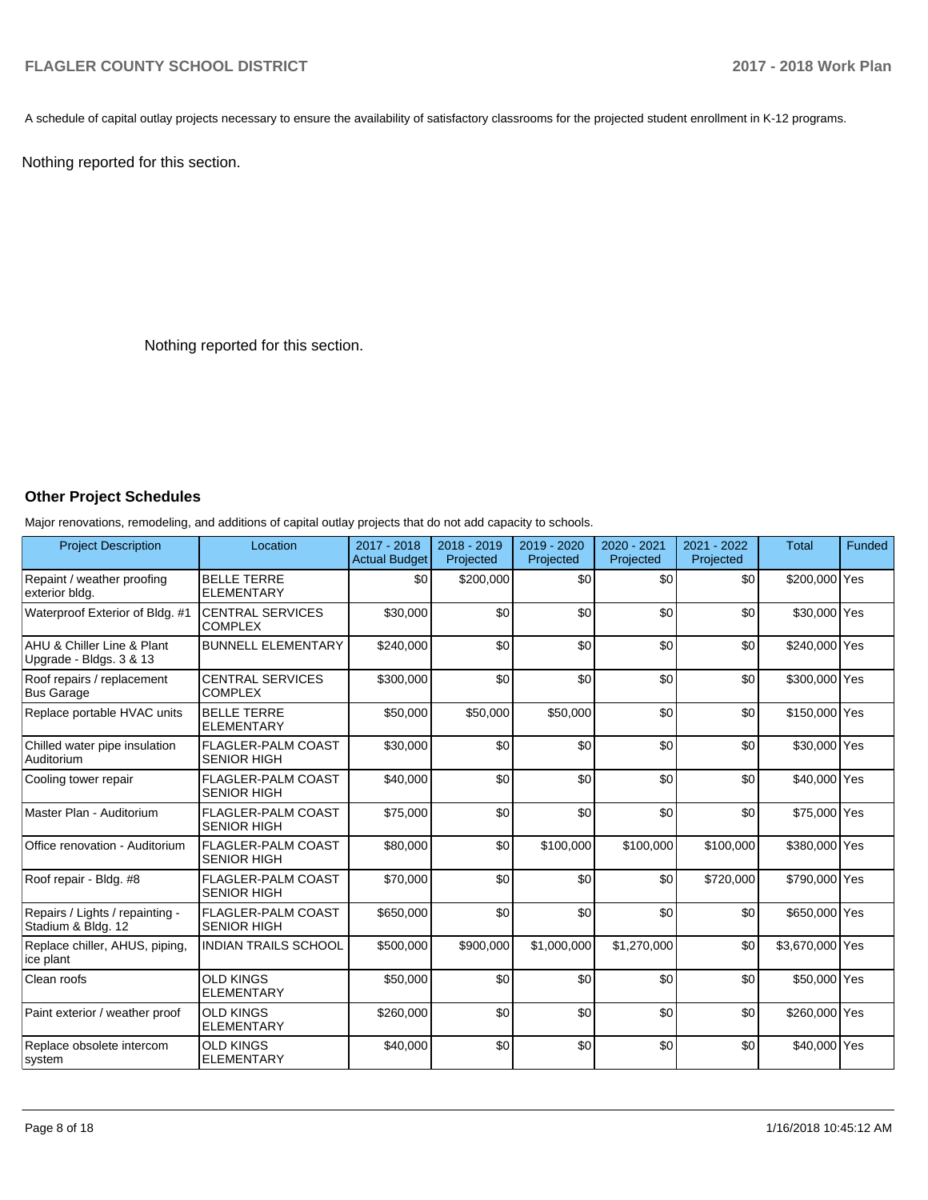A schedule of capital outlay projects necessary to ensure the availability of satisfactory classrooms for the projected student enrollment in K-12 programs.

Nothing reported for this section.

Nothing reported for this section.

### Other Project Schedules

Major renovations, remodeling, and additions of capital outlay projects that do not add capacity to schools.

| Project Description | Location | 2017 - 2018 Actual Budget | 2018 - 2019 Projected | 2019 - 2020 Projected | 2020 - 2021 Projected | 2021 - 2022 Projected | Total | Funded |
|---|---|---|---|---|---|---|---|---|
| Repaint / weather proofing exterior bldg. | BELLE TERRE ELEMENTARY | $0 | $200,000 | $0 | $0 | $0 | $200,000 | Yes |
| Waterproof Exterior of Bldg. #1 | CENTRAL SERVICES COMPLEX | $30,000 | $0 | $0 | $0 | $0 | $30,000 | Yes |
| AHU & Chiller Line & Plant Upgrade - Bldgs. 3 & 13 | BUNNELL ELEMENTARY | $240,000 | $0 | $0 | $0 | $0 | $240,000 | Yes |
| Roof repairs / replacement Bus Garage | CENTRAL SERVICES COMPLEX | $300,000 | $0 | $0 | $0 | $0 | $300,000 | Yes |
| Replace portable HVAC units | BELLE TERRE ELEMENTARY | $50,000 | $50,000 | $50,000 | $0 | $0 | $150,000 | Yes |
| Chilled water pipe insulation Auditorium | FLAGLER-PALM COAST SENIOR HIGH | $30,000 | $0 | $0 | $0 | $0 | $30,000 | Yes |
| Cooling tower repair | FLAGLER-PALM COAST SENIOR HIGH | $40,000 | $0 | $0 | $0 | $0 | $40,000 | Yes |
| Master Plan - Auditorium | FLAGLER-PALM COAST SENIOR HIGH | $75,000 | $0 | $0 | $0 | $0 | $75,000 | Yes |
| Office renovation - Auditorium | FLAGLER-PALM COAST SENIOR HIGH | $80,000 | $0 | $100,000 | $100,000 | $100,000 | $380,000 | Yes |
| Roof repair - Bldg. #8 | FLAGLER-PALM COAST SENIOR HIGH | $70,000 | $0 | $0 | $0 | $720,000 | $790,000 | Yes |
| Repairs / Lights / repainting - Stadium & Bldg. 12 | FLAGLER-PALM COAST SENIOR HIGH | $650,000 | $0 | $0 | $0 | $0 | $650,000 | Yes |
| Replace chiller, AHUS, piping, ice plant | INDIAN TRAILS SCHOOL | $500,000 | $900,000 | $1,000,000 | $1,270,000 | $0 | $3,670,000 | Yes |
| Clean roofs | OLD KINGS ELEMENTARY | $50,000 | $0 | $0 | $0 | $0 | $50,000 | Yes |
| Paint exterior / weather proof | OLD KINGS ELEMENTARY | $260,000 | $0 | $0 | $0 | $0 | $260,000 | Yes |
| Replace obsolete intercom system | OLD KINGS ELEMENTARY | $40,000 | $0 | $0 | $0 | $0 | $40,000 | Yes |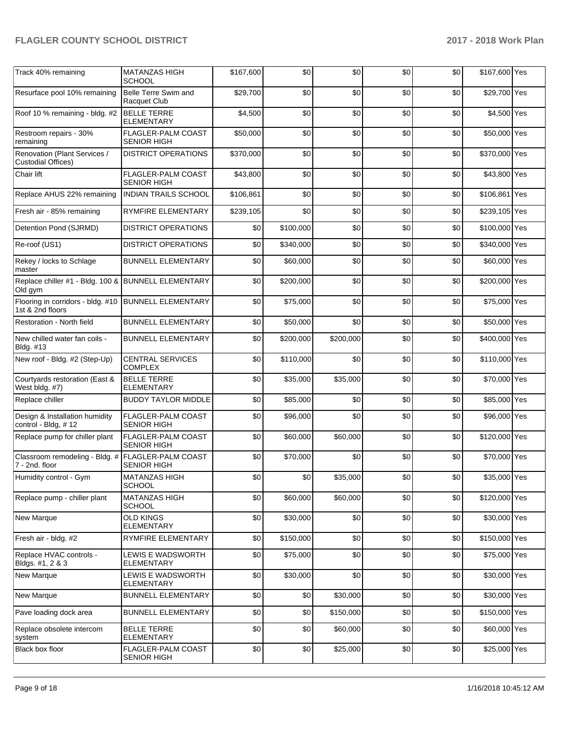| | | | | | | | | |
|---|---|---|---|---|---|---|---|---|
| Track 40% remaining | MATANZAS HIGH SCHOOL | $167,600 | $0 | $0 | $0 | $0 | $167,600 | Yes |
| Resurface pool 10% remaining | Belle Terre Swim and Racquet Club | $29,700 | $0 | $0 | $0 | $0 | $29,700 | Yes |
| Roof 10 % remaining - bldg. #2 | BELLE TERRE ELEMENTARY | $4,500 | $0 | $0 | $0 | $0 | $4,500 | Yes |
| Restroom repairs - 30% remaining | FLAGLER-PALM COAST SENIOR HIGH | $50,000 | $0 | $0 | $0 | $0 | $50,000 | Yes |
| Renovation (Plant Services / Custodial Offices) | DISTRICT OPERATIONS | $370,000 | $0 | $0 | $0 | $0 | $370,000 | Yes |
| Chair lift | FLAGLER-PALM COAST SENIOR HIGH | $43,800 | $0 | $0 | $0 | $0 | $43,800 | Yes |
| Replace AHUS 22% remaining | INDIAN TRAILS SCHOOL | $106,861 | $0 | $0 | $0 | $0 | $106,861 | Yes |
| Fresh air - 85% remaining | RYMFIRE ELEMENTARY | $239,105 | $0 | $0 | $0 | $0 | $239,105 | Yes |
| Detention Pond (SJRMD) | DISTRICT OPERATIONS | $0 | $100,000 | $0 | $0 | $0 | $100,000 | Yes |
| Re-roof (US1) | DISTRICT OPERATIONS | $0 | $340,000 | $0 | $0 | $0 | $340,000 | Yes |
| Rekey / locks to Schlage master | BUNNELL ELEMENTARY | $0 | $60,000 | $0 | $0 | $0 | $60,000 | Yes |
| Replace chiller #1 - Bldg. 100 & Old gym | BUNNELL ELEMENTARY | $0 | $200,000 | $0 | $0 | $0 | $200,000 | Yes |
| Flooring in corridors - bldg. #10 1st & 2nd floors | BUNNELL ELEMENTARY | $0 | $75,000 | $0 | $0 | $0 | $75,000 | Yes |
| Restoration - North field | BUNNELL ELEMENTARY | $0 | $50,000 | $0 | $0 | $0 | $50,000 | Yes |
| New chilled water fan coils - Bldg. #13 | BUNNELL ELEMENTARY | $0 | $200,000 | $200,000 | $0 | $0 | $400,000 | Yes |
| New roof - Bldg. #2 (Step-Up) | CENTRAL SERVICES COMPLEX | $0 | $110,000 | $0 | $0 | $0 | $110,000 | Yes |
| Courtyards restoration (East & West bldg. #7) | BELLE TERRE ELEMENTARY | $0 | $35,000 | $35,000 | $0 | $0 | $70,000 | Yes |
| Replace chiller | BUDDY TAYLOR MIDDLE | $0 | $85,000 | $0 | $0 | $0 | $85,000 | Yes |
| Design & Installation humidity control - Bldg, # 12 | FLAGLER-PALM COAST SENIOR HIGH | $0 | $96,000 | $0 | $0 | $0 | $96,000 | Yes |
| Replace pump for chiller plant | FLAGLER-PALM COAST SENIOR HIGH | $0 | $60,000 | $60,000 | $0 | $0 | $120,000 | Yes |
| Classroom remodeling - Bldg. # 7 - 2nd. floor | FLAGLER-PALM COAST SENIOR HIGH | $0 | $70,000 | $0 | $0 | $0 | $70,000 | Yes |
| Humidity control - Gym | MATANZAS HIGH SCHOOL | $0 | $0 | $35,000 | $0 | $0 | $35,000 | Yes |
| Replace pump - chiller plant | MATANZAS HIGH SCHOOL | $0 | $60,000 | $60,000 | $0 | $0 | $120,000 | Yes |
| New Marque | OLD KINGS ELEMENTARY | $0 | $30,000 | $0 | $0 | $0 | $30,000 | Yes |
| Fresh air - bldg. #2 | RYMFIRE ELEMENTARY | $0 | $150,000 | $0 | $0 | $0 | $150,000 | Yes |
| Replace HVAC controls - Bldgs. #1, 2 & 3 | LEWIS E WADSWORTH ELEMENTARY | $0 | $75,000 | $0 | $0 | $0 | $75,000 | Yes |
| New Marque | LEWIS E WADSWORTH ELEMENTARY | $0 | $30,000 | $0 | $0 | $0 | $30,000 | Yes |
| New Marque | BUNNELL ELEMENTARY | $0 | $0 | $30,000 | $0 | $0 | $30,000 | Yes |
| Pave loading dock area | BUNNELL ELEMENTARY | $0 | $0 | $150,000 | $0 | $0 | $150,000 | Yes |
| Replace obsolete intercom system | BELLE TERRE ELEMENTARY | $0 | $0 | $60,000 | $0 | $0 | $60,000 | Yes |
| Black box floor | FLAGLER-PALM COAST SENIOR HIGH | $0 | $0 | $25,000 | $0 | $0 | $25,000 | Yes |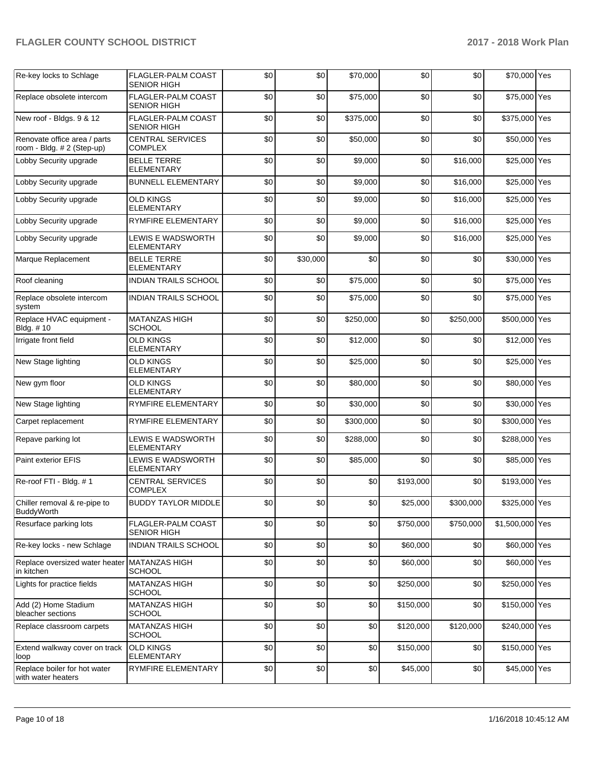| Re-key locks to Schlage | FLAGLER-PALM COAST SENIOR HIGH | $0 | $0 | $70,000 | $0 | $0 | $70,000 | Yes |
|---|---|---|---|---|---|---|---|---|
| Replace obsolete intercom | FLAGLER-PALM COAST SENIOR HIGH | $0 | $0 | $75,000 | $0 | $0 | $75,000 | Yes |
| New roof - Bldgs. 9 & 12 | FLAGLER-PALM COAST SENIOR HIGH | $0 | $0 | $375,000 | $0 | $0 | $375,000 | Yes |
| Renovate office area / parts room - Bldg. # 2 (Step-up) | CENTRAL SERVICES COMPLEX | $0 | $0 | $50,000 | $0 | $0 | $50,000 | Yes |
| Lobby Security upgrade | BELLE TERRE ELEMENTARY | $0 | $0 | $9,000 | $0 | $16,000 | $25,000 | Yes |
| Lobby Security upgrade | BUNNELL ELEMENTARY | $0 | $0 | $9,000 | $0 | $16,000 | $25,000 | Yes |
| Lobby Security upgrade | OLD KINGS ELEMENTARY | $0 | $0 | $9,000 | $0 | $16,000 | $25,000 | Yes |
| Lobby Security upgrade | RYMFIRE ELEMENTARY | $0 | $0 | $9,000 | $0 | $16,000 | $25,000 | Yes |
| Lobby Security upgrade | LEWIS E WADSWORTH ELEMENTARY | $0 | $0 | $9,000 | $0 | $16,000 | $25,000 | Yes |
| Marque Replacement | BELLE TERRE ELEMENTARY | $0 | $30,000 | $0 | $0 | $0 | $30,000 | Yes |
| Roof cleaning | INDIAN TRAILS SCHOOL | $0 | $0 | $75,000 | $0 | $0 | $75,000 | Yes |
| Replace obsolete intercom system | INDIAN TRAILS SCHOOL | $0 | $0 | $75,000 | $0 | $0 | $75,000 | Yes |
| Replace HVAC equipment - Bldg. # 10 | MATANZAS HIGH SCHOOL | $0 | $0 | $250,000 | $0 | $250,000 | $500,000 | Yes |
| Irrigate front field | OLD KINGS ELEMENTARY | $0 | $0 | $12,000 | $0 | $0 | $12,000 | Yes |
| New Stage lighting | OLD KINGS ELEMENTARY | $0 | $0 | $25,000 | $0 | $0 | $25,000 | Yes |
| New gym floor | OLD KINGS ELEMENTARY | $0 | $0 | $80,000 | $0 | $0 | $80,000 | Yes |
| New Stage lighting | RYMFIRE ELEMENTARY | $0 | $0 | $30,000 | $0 | $0 | $30,000 | Yes |
| Carpet replacement | RYMFIRE ELEMENTARY | $0 | $0 | $300,000 | $0 | $0 | $300,000 | Yes |
| Repave parking lot | LEWIS E WADSWORTH ELEMENTARY | $0 | $0 | $288,000 | $0 | $0 | $288,000 | Yes |
| Paint exterior EFIS | LEWIS E WADSWORTH ELEMENTARY | $0 | $0 | $85,000 | $0 | $0 | $85,000 | Yes |
| Re-roof FTI - Bldg. # 1 | CENTRAL SERVICES COMPLEX | $0 | $0 | $0 | $193,000 | $0 | $193,000 | Yes |
| Chiller removal & re-pipe to BuddyWorth | BUDDY TAYLOR MIDDLE | $0 | $0 | $0 | $25,000 | $300,000 | $325,000 | Yes |
| Resurface parking lots | FLAGLER-PALM COAST SENIOR HIGH | $0 | $0 | $0 | $750,000 | $750,000 | $1,500,000 | Yes |
| Re-key locks - new Schlage | INDIAN TRAILS SCHOOL | $0 | $0 | $0 | $60,000 | $0 | $60,000 | Yes |
| Replace oversized water heater in kitchen | MATANZAS HIGH SCHOOL | $0 | $0 | $0 | $60,000 | $0 | $60,000 | Yes |
| Lights for practice fields | MATANZAS HIGH SCHOOL | $0 | $0 | $0 | $250,000 | $0 | $250,000 | Yes |
| Add (2) Home Stadium bleacher sections | MATANZAS HIGH SCHOOL | $0 | $0 | $0 | $150,000 | $0 | $150,000 | Yes |
| Replace classroom carpets | MATANZAS HIGH SCHOOL | $0 | $0 | $0 | $120,000 | $120,000 | $240,000 | Yes |
| Extend walkway cover on track loop | OLD KINGS ELEMENTARY | $0 | $0 | $0 | $150,000 | $0 | $150,000 | Yes |
| Replace boiler for hot water with water heaters | RYMFIRE ELEMENTARY | $0 | $0 | $0 | $45,000 | $0 | $45,000 | Yes |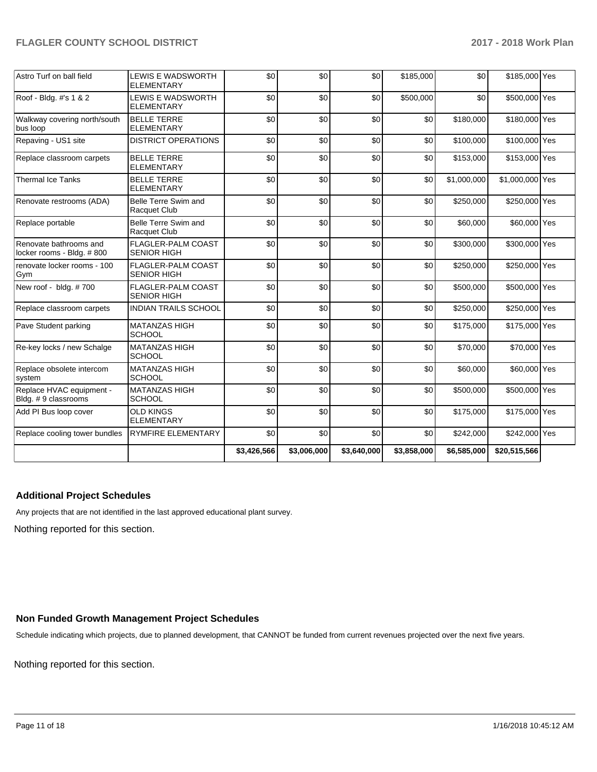| | | | | | | | | |
|---|---|---|---|---|---|---|---|---|
| Astro Turf on ball field | LEWIS E WADSWORTH ELEMENTARY | $0 | $0 | $0 | $185,000 | $0 | $185,000 | Yes |
| Roof - Bldg. #'s 1 & 2 | LEWIS E WADSWORTH ELEMENTARY | $0 | $0 | $0 | $500,000 | $0 | $500,000 | Yes |
| Walkway covering north/south bus loop | BELLE TERRE ELEMENTARY | $0 | $0 | $0 | $0 | $180,000 | $180,000 | Yes |
| Repaving - US1 site | DISTRICT OPERATIONS | $0 | $0 | $0 | $0 | $100,000 | $100,000 | Yes |
| Replace classroom carpets | BELLE TERRE ELEMENTARY | $0 | $0 | $0 | $0 | $153,000 | $153,000 | Yes |
| Thermal Ice Tanks | BELLE TERRE ELEMENTARY | $0 | $0 | $0 | $0 | $1,000,000 | $1,000,000 | Yes |
| Renovate restrooms (ADA) | Belle Terre Swim and Racquet Club | $0 | $0 | $0 | $0 | $250,000 | $250,000 | Yes |
| Replace portable | Belle Terre Swim and Racquet Club | $0 | $0 | $0 | $0 | $60,000 | $60,000 | Yes |
| Renovate bathrooms and locker rooms - Bldg. # 800 | FLAGLER-PALM COAST SENIOR HIGH | $0 | $0 | $0 | $0 | $300,000 | $300,000 | Yes |
| renovate locker rooms - 100 Gym | FLAGLER-PALM COAST SENIOR HIGH | $0 | $0 | $0 | $0 | $250,000 | $250,000 | Yes |
| New roof - bldg. # 700 | FLAGLER-PALM COAST SENIOR HIGH | $0 | $0 | $0 | $0 | $500,000 | $500,000 | Yes |
| Replace classroom carpets | INDIAN TRAILS SCHOOL | $0 | $0 | $0 | $0 | $250,000 | $250,000 | Yes |
| Pave Student parking | MATANZAS HIGH SCHOOL | $0 | $0 | $0 | $0 | $175,000 | $175,000 | Yes |
| Re-key locks / new Schalge | MATANZAS HIGH SCHOOL | $0 | $0 | $0 | $0 | $70,000 | $70,000 | Yes |
| Replace obsolete intercom system | MATANZAS HIGH SCHOOL | $0 | $0 | $0 | $0 | $60,000 | $60,000 | Yes |
| Replace HVAC equipment - Bldg. # 9 classrooms | MATANZAS HIGH SCHOOL | $0 | $0 | $0 | $0 | $500,000 | $500,000 | Yes |
| Add PI Bus loop cover | OLD KINGS ELEMENTARY | $0 | $0 | $0 | $0 | $175,000 | $175,000 | Yes |
| Replace cooling tower bundles | RYMFIRE ELEMENTARY | $0 | $0 | $0 | $0 | $242,000 | $242,000 | Yes |
| | | $3,426,566 | $3,006,000 | $3,640,000 | $3,858,000 | $6,585,000 | $20,515,566 | |

## Additional Project Schedules

Any projects that are not identified in the last approved educational plant survey.

Nothing reported for this section.

## Non Funded Growth Management Project Schedules

Schedule indicating which projects, due to planned development, that CANNOT be funded from current revenues projected over the next five years.

Nothing reported for this section.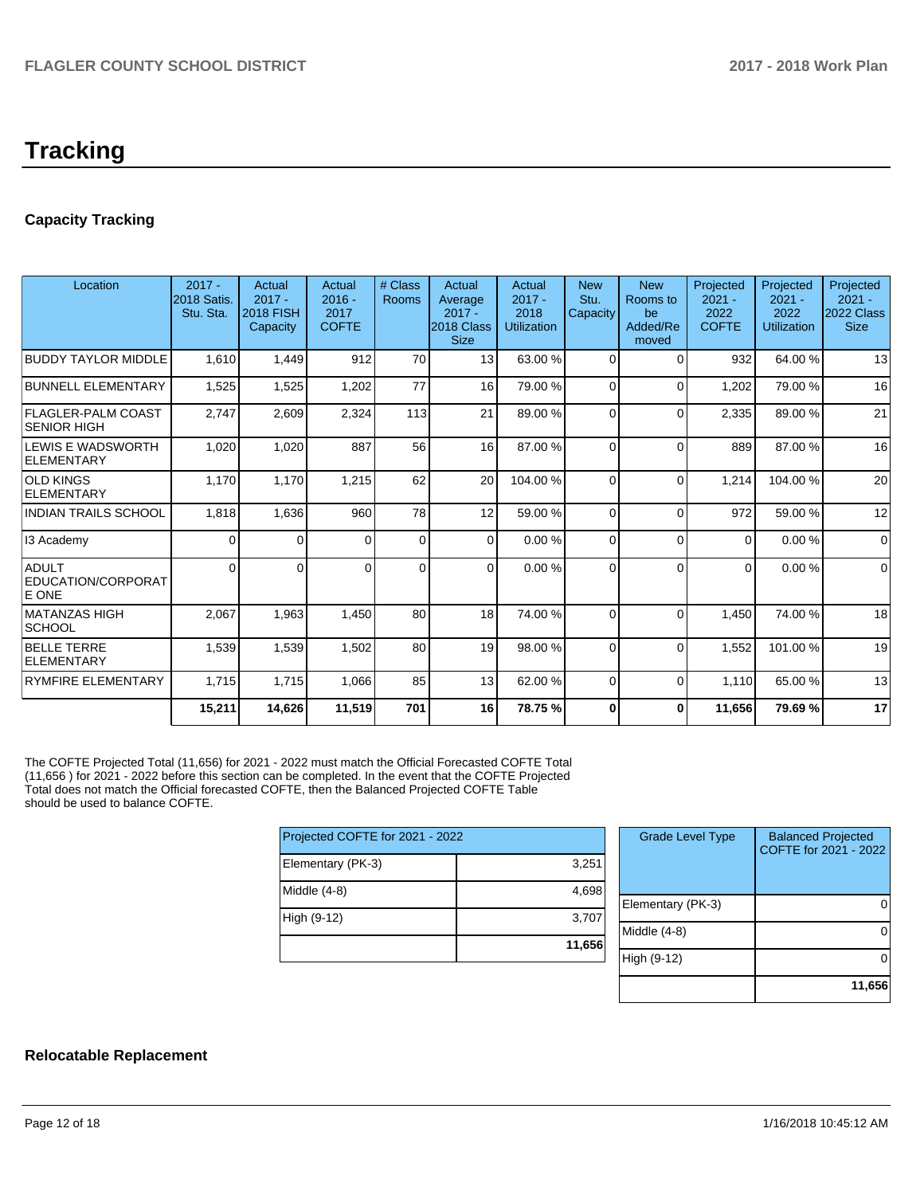# Tracking

## Capacity Tracking

| Location | 2017 - 2018 Satis. Stu. Sta. | Actual 2017 - 2018 FISH Capacity | Actual 2016 - 2017 COFTE | # Class Rooms | Actual Average 2017 - 2018 Class Size | Actual 2017 - 2018 Utilization | New Stu. Capacity | New Rooms to be Added/Removed | Projected 2021 - 2022 COFTE | Projected 2021 - 2022 Utilization | Projected 2021 - 2022 Class Size |
|---|---|---|---|---|---|---|---|---|---|---|---|
| BUDDY TAYLOR MIDDLE | 1,610 | 1,449 | 912 | 70 | 13 | 63.00 % | 0 | 0 | 932 | 64.00 % | 13 |
| BUNNELL ELEMENTARY | 1,525 | 1,525 | 1,202 | 77 | 16 | 79.00 % | 0 | 0 | 1,202 | 79.00 % | 16 |
| FLAGLER-PALM COAST SENIOR HIGH | 2,747 | 2,609 | 2,324 | 113 | 21 | 89.00 % | 0 | 0 | 2,335 | 89.00 % | 21 |
| LEWIS E WADSWORTH ELEMENTARY | 1,020 | 1,020 | 887 | 56 | 16 | 87.00 % | 0 | 0 | 889 | 87.00 % | 16 |
| OLD KINGS ELEMENTARY | 1,170 | 1,170 | 1,215 | 62 | 20 | 104.00 % | 0 | 0 | 1,214 | 104.00 % | 20 |
| INDIAN TRAILS SCHOOL | 1,818 | 1,636 | 960 | 78 | 12 | 59.00 % | 0 | 0 | 972 | 59.00 % | 12 |
| I3 Academy | 0 | 0 | 0 | 0 | 0 | 0.00 % | 0 | 0 | 0 | 0.00 % | 0 |
| ADULT EDUCATION/CORPORATE ONE | 0 | 0 | 0 | 0 | 0 | 0.00 % | 0 | 0 | 0 | 0.00 % | 0 |
| MATANZAS HIGH SCHOOL | 2,067 | 1,963 | 1,450 | 80 | 18 | 74.00 % | 0 | 0 | 1,450 | 74.00 % | 18 |
| BELLE TERRE ELEMENTARY | 1,539 | 1,539 | 1,502 | 80 | 19 | 98.00 % | 0 | 0 | 1,552 | 101.00 % | 19 |
| RYMFIRE ELEMENTARY | 1,715 | 1,715 | 1,066 | 85 | 13 | 62.00 % | 0 | 0 | 1,110 | 65.00 % | 13 |
| | **15,211** | **14,626** | **11,519** | **701** | **16** | **78.75 %** | **0** | **0** | **11,656** | **79.69 %** | **17** |

The COFTE Projected Total (11,656) for 2021 - 2022 must match the Official Forecasted COFTE Total (11,656 ) for 2021 - 2022 before this section can be completed. In the event that the COFTE Projected Total does not match the Official forecasted COFTE, then the Balanced Projected COFTE Table should be used to balance COFTE.

| Projected COFTE for 2021 - 2022 | |
|---|---|
| Elementary (PK-3) | 3,251 |
| Middle (4-8) | 4,698 |
| High (9-12) | 3,707 |
| | **11,656** |

| Grade Level Type | Balanced Projected COFTE for 2021 - 2022 |
|---|---|
| Elementary (PK-3) | 0 |
| Middle (4-8) | 0 |
| High (9-12) | 0 |
| | **11,656** |

## Relocatable Replacement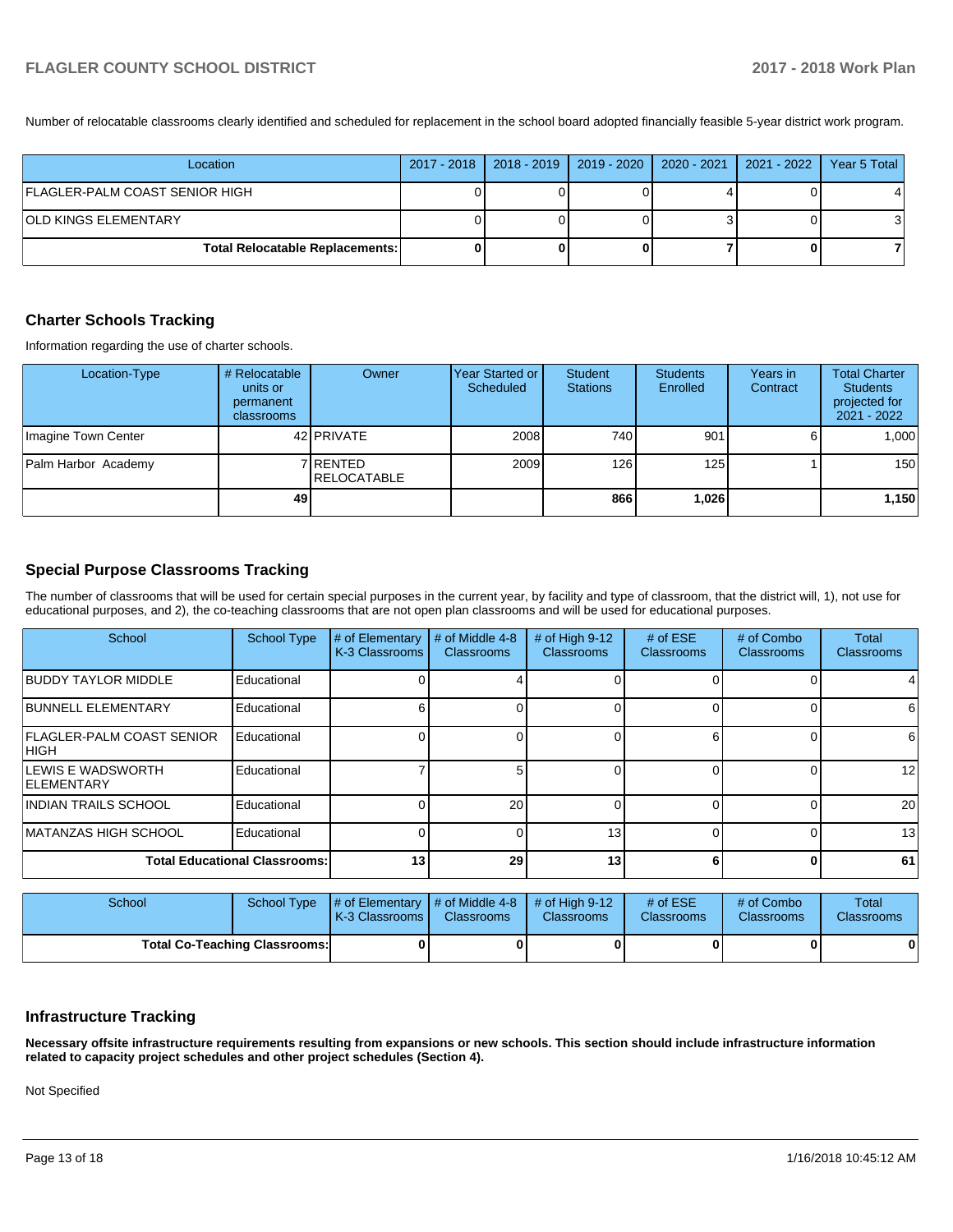Number of relocatable classrooms clearly identified and scheduled for replacement in the school board adopted financially feasible 5-year district work program.

| Location | 2017 - 2018 | 2018 - 2019 | 2019 - 2020 | 2020 - 2021 | 2021 - 2022 | Year 5 Total |
|---|---|---|---|---|---|---|
| FLAGLER-PALM COAST SENIOR HIGH | 0 | 0 | 0 | 4 | 0 | 4 |
| OLD KINGS ELEMENTARY | 0 | 0 | 0 | 3 | 0 | 3 |
| **Total Relocatable Replacements:** | **0** | **0** | **0** | **7** | **0** | **7** |

## Charter Schools Tracking

Information regarding the use of charter schools.

| Location-Type | # Relocatable units or permanent classrooms | Owner | Year Started or Scheduled | Student Stations | Students Enrolled | Years in Contract | Total Charter Students projected for 2021 - 2022 |
|---|---|---|---|---|---|---|---|
| Imagine Town Center | 42 | PRIVATE | 2008 | 740 | 901 | 6 | 1,000 |
| Palm Harbor Academy | 7 | RENTED RELOCATABLE | 2009 | 126 | 125 | 1 | 150 |
| | **49** | | | **866** | **1,026** | | **1,150** |

## Special Purpose Classrooms Tracking

The number of classrooms that will be used for certain special purposes in the current year, by facility and type of classroom, that the district will, 1), not use for educational purposes, and 2), the co-teaching classrooms that are not open plan classrooms and will be used for educational purposes.

| School | School Type | # of Elementary K-3 Classrooms | # of Middle 4-8 Classrooms | # of High 9-12 Classrooms | # of ESE Classrooms | # of Combo Classrooms | Total Classrooms |
|---|---|---|---|---|---|---|---|
| BUDDY TAYLOR MIDDLE | Educational | 0 | 4 | 0 | 0 | 0 | 4 |
| BUNNELL ELEMENTARY | Educational | 6 | 0 | 0 | 0 | 0 | 6 |
| FLAGLER-PALM COAST SENIOR HIGH | Educational | 0 | 0 | 0 | 6 | 0 | 6 |
| LEWIS E WADSWORTH ELEMENTARY | Educational | 7 | 5 | 0 | 0 | 0 | 12 |
| INDIAN TRAILS SCHOOL | Educational | 0 | 20 | 0 | 0 | 0 | 20 |
| MATANZAS HIGH SCHOOL | Educational | 0 | 0 | 13 | 0 | 0 | 13 |
| **Total Educational Classrooms:** | | **13** | **29** | **13** | **6** | **0** | **61** |

| School | School Type | # of Elementary K-3 Classrooms | # of Middle 4-8 Classrooms | # of High 9-12 Classrooms | # of ESE Classrooms | # of Combo Classrooms | Total Classrooms |
|---|---|---|---|---|---|---|---|
| **Total Co-Teaching Classrooms:** | | **0** | **0** | **0** | **0** | **0** | **0** |

## Infrastructure Tracking

**Necessary offsite infrastructure requirements resulting from expansions or new schools. This section should include infrastructure information related to capacity project schedules and other project schedules (Section 4).**

Not Specified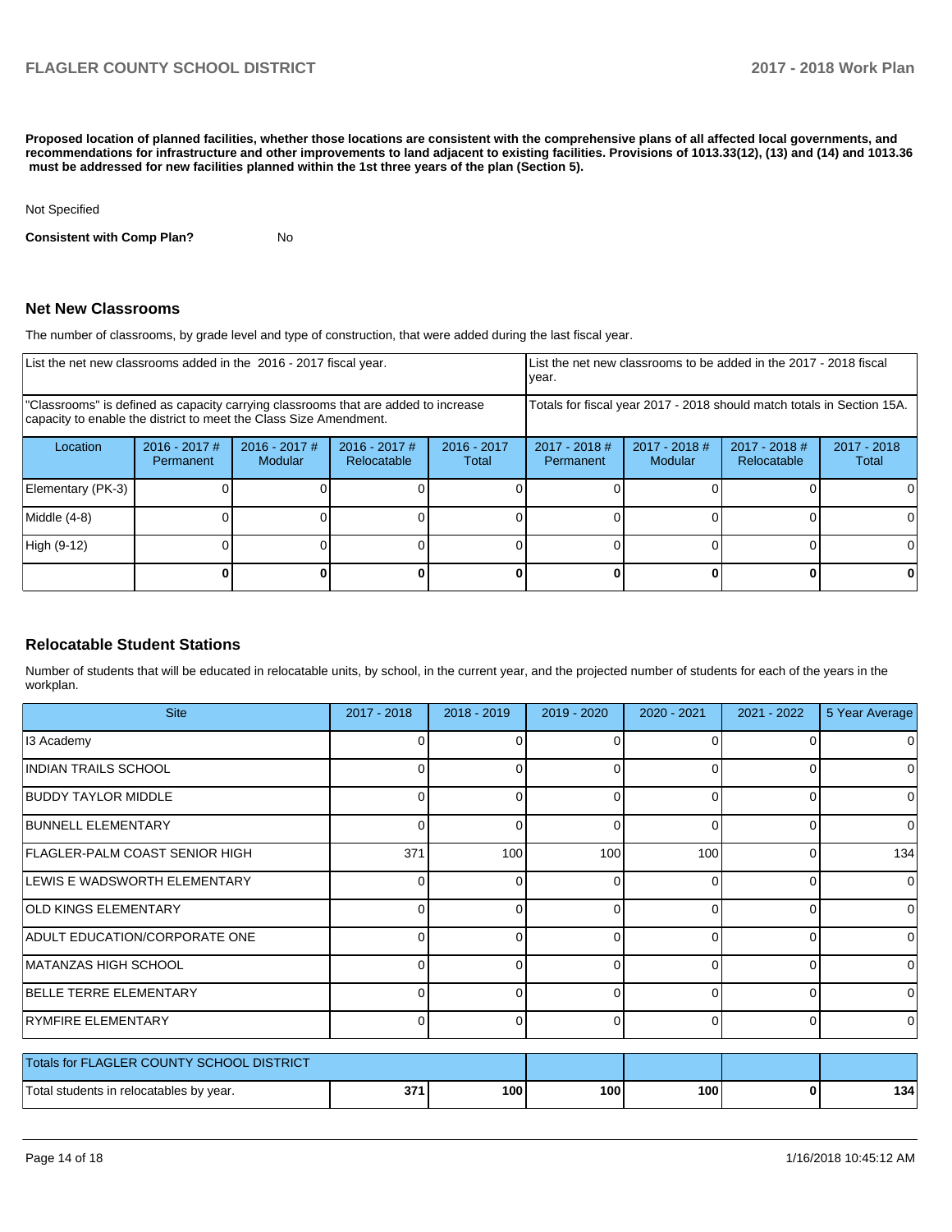**Proposed location of planned facilities, whether those locations are consistent with the comprehensive plans of all affected local governments, and recommendations for infrastructure and other improvements to land adjacent to existing facilities. Provisions of 1013.33(12), (13) and (14) and 1013.36 must be addressed for new facilities planned within the 1st three years of the plan (Section 5).**

Not Specified

**Consistent with Comp Plan?** No

## Net New Classrooms

The number of classrooms, by grade level and type of construction, that were added during the last fiscal year.

| List the net new classrooms added in the 2016 - 2017 fiscal year. | | | | | List the net new classrooms to be added in the 2017 - 2018 fiscal year. | | | |
|---|---|---|---|---|---|---|---|---|
| "Classrooms" is defined as capacity carrying classrooms that are added to increase capacity to enable the district to meet the Class Size Amendment. | | | | | Totals for fiscal year 2017 - 2018 should match totals in Section 15A. | | | |
| Location | 2016 - 2017 # Permanent | 2016 - 2017 # Modular | 2016 - 2017 # Relocatable | 2016 - 2017 Total | 2017 - 2018 # Permanent | 2017 - 2018 # Modular | 2017 - 2018 # Relocatable | 2017 - 2018 Total |
| Elementary (PK-3) | 0 | 0 | 0 | 0 | 0 | 0 | 0 | 0 |
| Middle (4-8) | 0 | 0 | 0 | 0 | 0 | 0 | 0 | 0 |
| High (9-12) | 0 | 0 | 0 | 0 | 0 | 0 | 0 | 0 |
| | **0** | **0** | **0** | **0** | **0** | **0** | **0** | **0** |

## Relocatable Student Stations

Number of students that will be educated in relocatable units, by school, in the current year, and the projected number of students for each of the years in the workplan.

| Site | 2017 - 2018 | 2018 - 2019 | 2019 - 2020 | 2020 - 2021 | 2021 - 2022 | 5 Year Average |
|---|---|---|---|---|---|---|
| I3 Academy | 0 | 0 | 0 | 0 | 0 | 0 |
| INDIAN TRAILS SCHOOL | 0 | 0 | 0 | 0 | 0 | 0 |
| BUDDY TAYLOR MIDDLE | 0 | 0 | 0 | 0 | 0 | 0 |
| BUNNELL ELEMENTARY | 0 | 0 | 0 | 0 | 0 | 0 |
| FLAGLER-PALM COAST SENIOR HIGH | 371 | 100 | 100 | 100 | 0 | 134 |
| LEWIS E WADSWORTH ELEMENTARY | 0 | 0 | 0 | 0 | 0 | 0 |
| OLD KINGS ELEMENTARY | 0 | 0 | 0 | 0 | 0 | 0 |
| ADULT EDUCATION/CORPORATE ONE | 0 | 0 | 0 | 0 | 0 | 0 |
| MATANZAS HIGH SCHOOL | 0 | 0 | 0 | 0 | 0 | 0 |
| BELLE TERRE ELEMENTARY | 0 | 0 | 0 | 0 | 0 | 0 |
| RYMFIRE ELEMENTARY | 0 | 0 | 0 | 0 | 0 | 0 |
| Totals for FLAGLER COUNTY SCHOOL DISTRICT | | | | | | |
| Total students in relocatables by year. | **371** | **100** | **100** | **100** | **0** | **134** |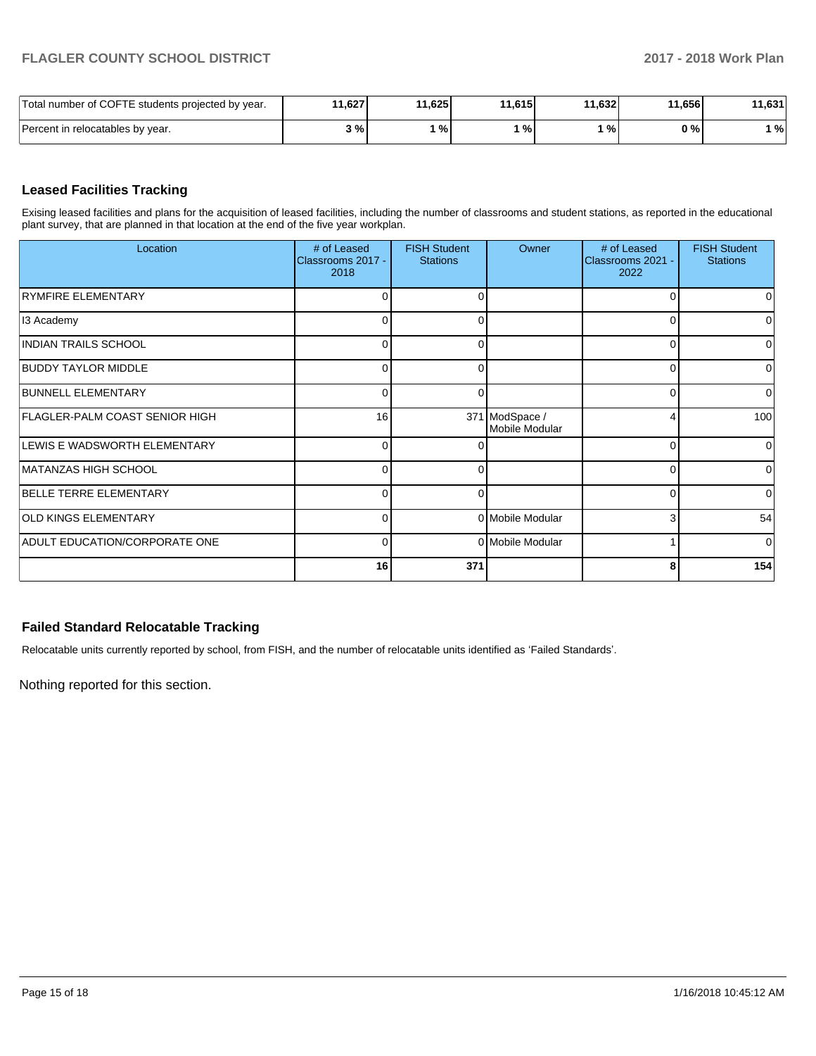| | | | | | | |
|---|---|---|---|---|---|---|
| Total number of COFTE students projected by year. | 11,627 | 11,625 | 11,615 | 11,632 | 11,656 | 11,631 |
| Percent in relocatables by year. | 3 % | 1 % | 1 % | 1 % | 0 % | 1 % |

## Leased Facilities Tracking

Exising leased facilities and plans for the acquisition of leased facilities, including the number of classrooms and student stations, as reported in the educational plant survey, that are planned in that location at the end of the five year workplan.

| Location | # of Leased Classrooms 2017 - 2018 | FISH Student Stations | Owner | # of Leased Classrooms 2021 - 2022 | FISH Student Stations |
|---|---|---|---|---|---|
| RYMFIRE ELEMENTARY | 0 | 0 | | 0 | 0 |
| I3 Academy | 0 | 0 | | 0 | 0 |
| INDIAN TRAILS SCHOOL | 0 | 0 | | 0 | 0 |
| BUDDY TAYLOR MIDDLE | 0 | 0 | | 0 | 0 |
| BUNNELL ELEMENTARY | 0 | 0 | | 0 | 0 |
| FLAGLER-PALM COAST SENIOR HIGH | 16 | 371 | ModSpace / Mobile Modular | 4 | 100 |
| LEWIS E WADSWORTH ELEMENTARY | 0 | 0 | | 0 | 0 |
| MATANZAS HIGH SCHOOL | 0 | 0 | | 0 | 0 |
| BELLE TERRE ELEMENTARY | 0 | 0 | | 0 | 0 |
| OLD KINGS ELEMENTARY | 0 | 0 | Mobile Modular | 3 | 54 |
| ADULT EDUCATION/CORPORATE ONE | 0 | 0 | Mobile Modular | 1 | 0 |
| | **16** | **371** | | **8** | **154** |

## Failed Standard Relocatable Tracking

Relocatable units currently reported by school, from FISH, and the number of relocatable units identified as 'Failed Standards'.

Nothing reported for this section.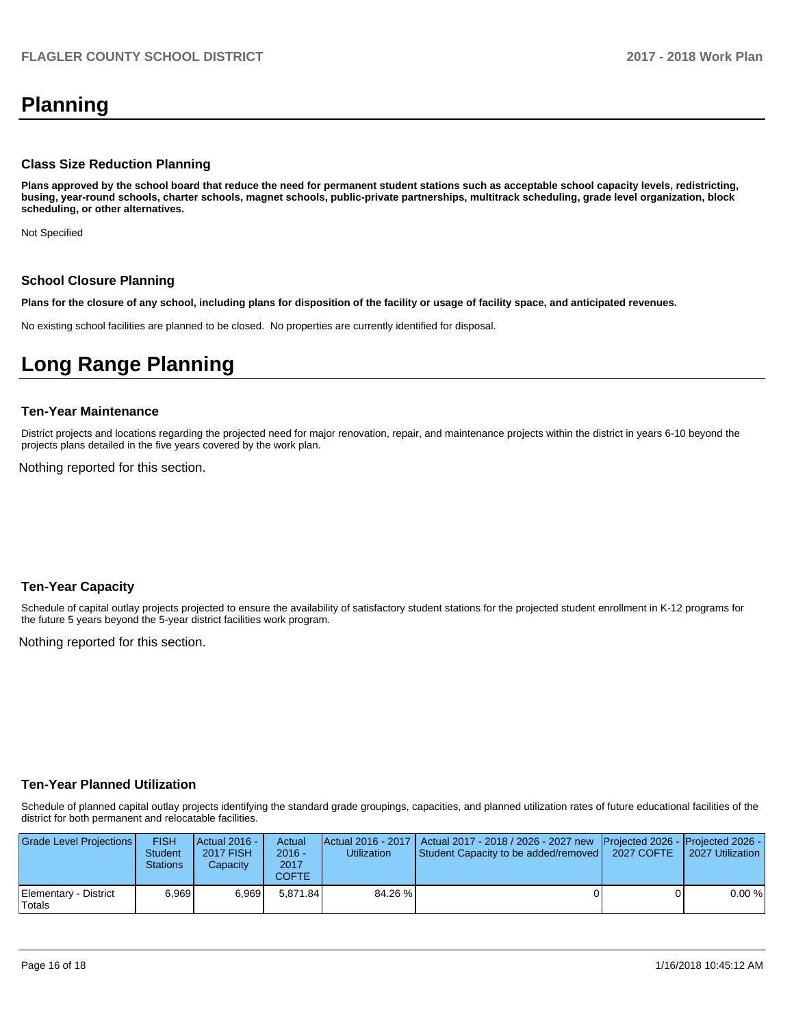# Planning

### Class Size Reduction Planning

**Plans approved by the school board that reduce the need for permanent student stations such as acceptable school capacity levels, redistricting, busing, year-round schools, charter schools, magnet schools, public-private partnerships, multitrack scheduling, grade level organization, block scheduling, or other alternatives.**

Not Specified

### School Closure Planning

**Plans for the closure of any school, including plans for disposition of the facility or usage of facility space, and anticipated revenues.**

No existing school facilities are planned to be closed. No properties are currently identified for disposal.

# Long Range Planning

### Ten-Year Maintenance

District projects and locations regarding the projected need for major renovation, repair, and maintenance projects within the district in years 6-10 beyond the projects plans detailed in the five years covered by the work plan.

Nothing reported for this section.

### Ten-Year Capacity

Schedule of capital outlay projects projected to ensure the availability of satisfactory student stations for the projected student enrollment in K-12 programs for the future 5 years beyond the 5-year district facilities work program.

Nothing reported for this section.

### Ten-Year Planned Utilization

Schedule of planned capital outlay projects identifying the standard grade groupings, capacities, and planned utilization rates of future educational facilities of the district for both permanent and relocatable facilities.

| Grade Level Projections | FISH Student Stations | Actual 2016 - 2017 FISH Capacity | Actual 2016 - 2017 COFTE | Actual 2016 - 2017 Utilization | Actual 2017 - 2018 / 2026 - 2027 new Student Capacity to be added/removed | Projected 2026 - 2027 COFTE | Projected 2026 - 2027 Utilization |
|---|---|---|---|---|---|---|---|
| Elementary - District Totals | 6,969 | 6,969 | 5,871.84 | 84.26 % | 0 | 0 | 0.00 % |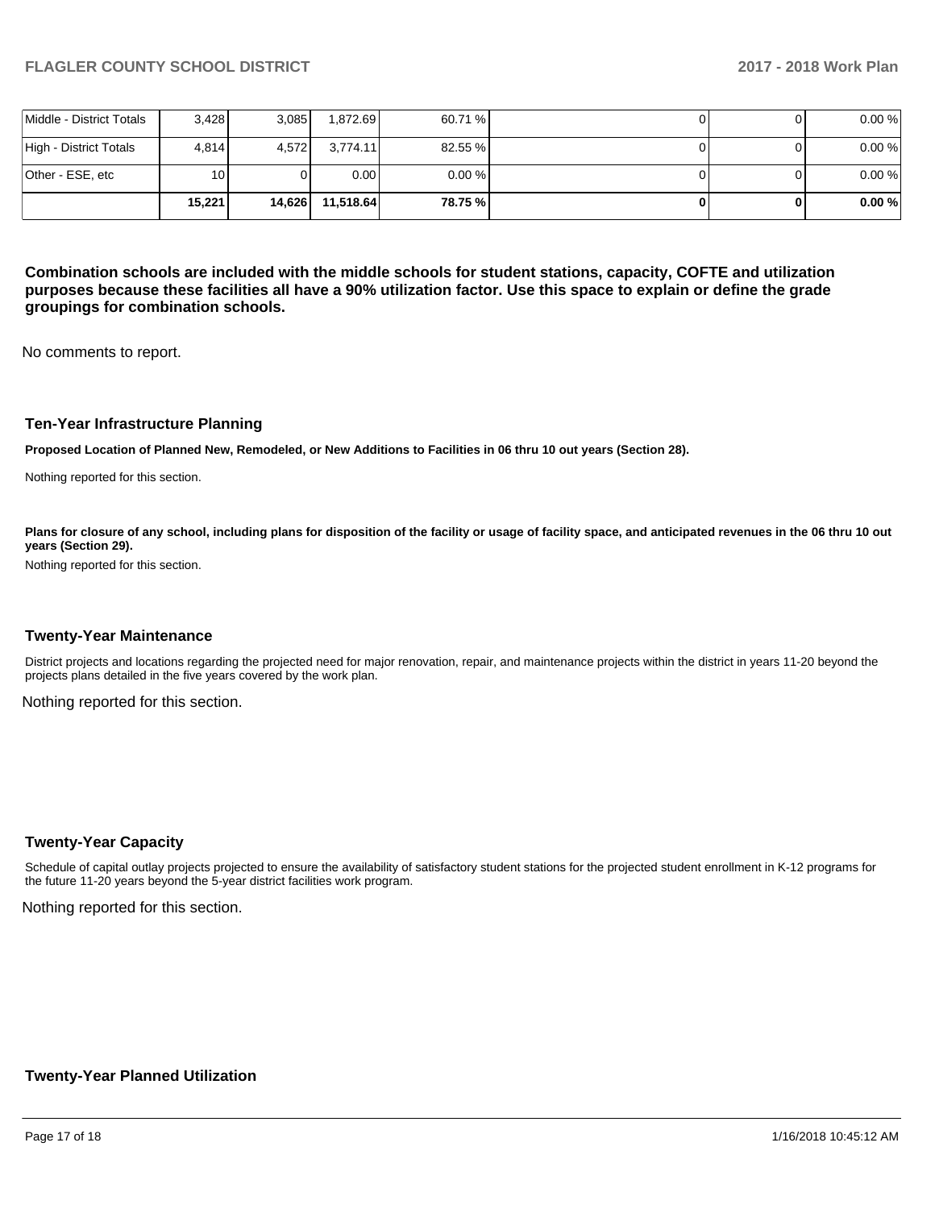| | | | | | | | |
|---|---|---|---|---|---|---|---|
| Middle - District Totals | 3,428 | 3,085 | 1,872.69 | 60.71 % | 0 | 0 | 0.00 % |
| High - District Totals | 4,814 | 4,572 | 3,774.11 | 82.55 % | 0 | 0 | 0.00 % |
| Other - ESE, etc | 10 | 0 | 0.00 | 0.00 % | 0 | 0 | 0.00 % |
| | **15,221** | **14,626** | **11,518.64** | **78.75 %** | **0** | **0** | **0.00 %** |

**Combination schools are included with the middle schools for student stations, capacity, COFTE and utilization purposes because these facilities all have a 90% utilization factor. Use this space to explain or define the grade groupings for combination schools.**

No comments to report.

### Ten-Year Infrastructure Planning

**Proposed Location of Planned New, Remodeled, or New Additions to Facilities in 06 thru 10 out years (Section 28).**

Nothing reported for this section.

**Plans for closure of any school, including plans for disposition of the facility or usage of facility space, and anticipated revenues in the 06 thru 10 out years (Section 29).**

Nothing reported for this section.

### Twenty-Year Maintenance

District projects and locations regarding the projected need for major renovation, repair, and maintenance projects within the district in years 11-20 beyond the projects plans detailed in the five years covered by the work plan.

Nothing reported for this section.

### Twenty-Year Capacity

Schedule of capital outlay projects projected to ensure the availability of satisfactory student stations for the projected student enrollment in K-12 programs for the future 11-20 years beyond the 5-year district facilities work program.

Nothing reported for this section.

### Twenty-Year Planned Utilization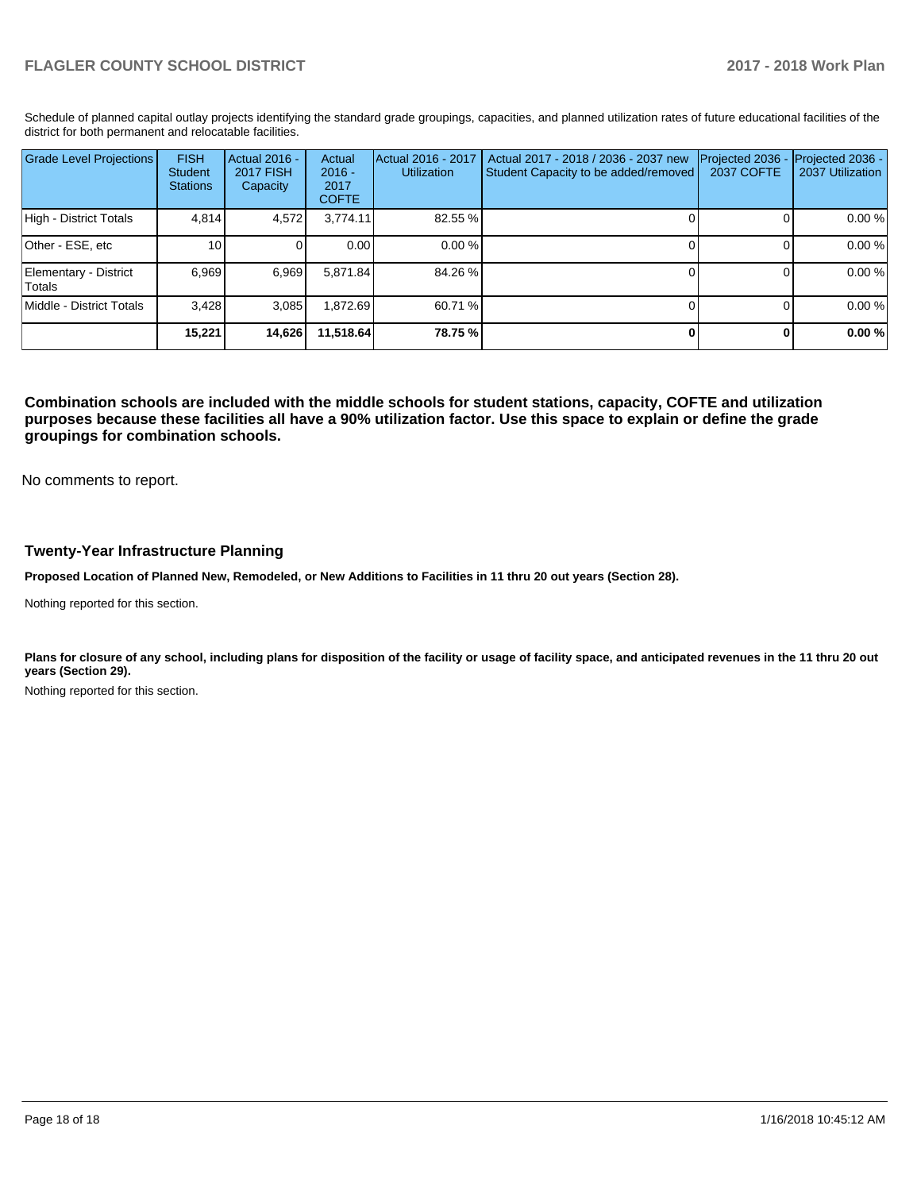Schedule of planned capital outlay projects identifying the standard grade groupings, capacities, and planned utilization rates of future educational facilities of the district for both permanent and relocatable facilities.

| Grade Level Projections | FISH Student Stations | Actual 2016 - 2017 FISH Capacity | Actual 2016 - 2017 COFTE | Actual 2016 - 2017 Utilization | Actual 2017 - 2018 / 2036 - 2037 new Student Capacity to be added/removed | Projected 2036 - 2037 COFTE | Projected 2036 - 2037 Utilization |
|---|---|---|---|---|---|---|---|
| High - District Totals | 4,814 | 4,572 | 3,774.11 | 82.55 % | 0 | 0 | 0.00 % |
| Other - ESE, etc | 10 | 0 | 0.00 | 0.00 % | 0 | 0 | 0.00 % |
| Elementary - District Totals | 6,969 | 6,969 | 5,871.84 | 84.26 % | 0 | 0 | 0.00 % |
| Middle - District Totals | 3,428 | 3,085 | 1,872.69 | 60.71 % | 0 | 0 | 0.00 % |
| | **15,221** | **14,626** | **11,518.64** | **78.75 %** | **0** | **0** | **0.00 %** |

**Combination schools are included with the middle schools for student stations, capacity, COFTE and utilization purposes because these facilities all have a 90% utilization factor. Use this space to explain or define the grade groupings for combination schools.**

No comments to report.

### Twenty-Year Infrastructure Planning

**Proposed Location of Planned New, Remodeled, or New Additions to Facilities in 11 thru 20 out years (Section 28).**

Nothing reported for this section.

**Plans for closure of any school, including plans for disposition of the facility or usage of facility space, and anticipated revenues in the 11 thru 20 out years (Section 29).**

Nothing reported for this section.